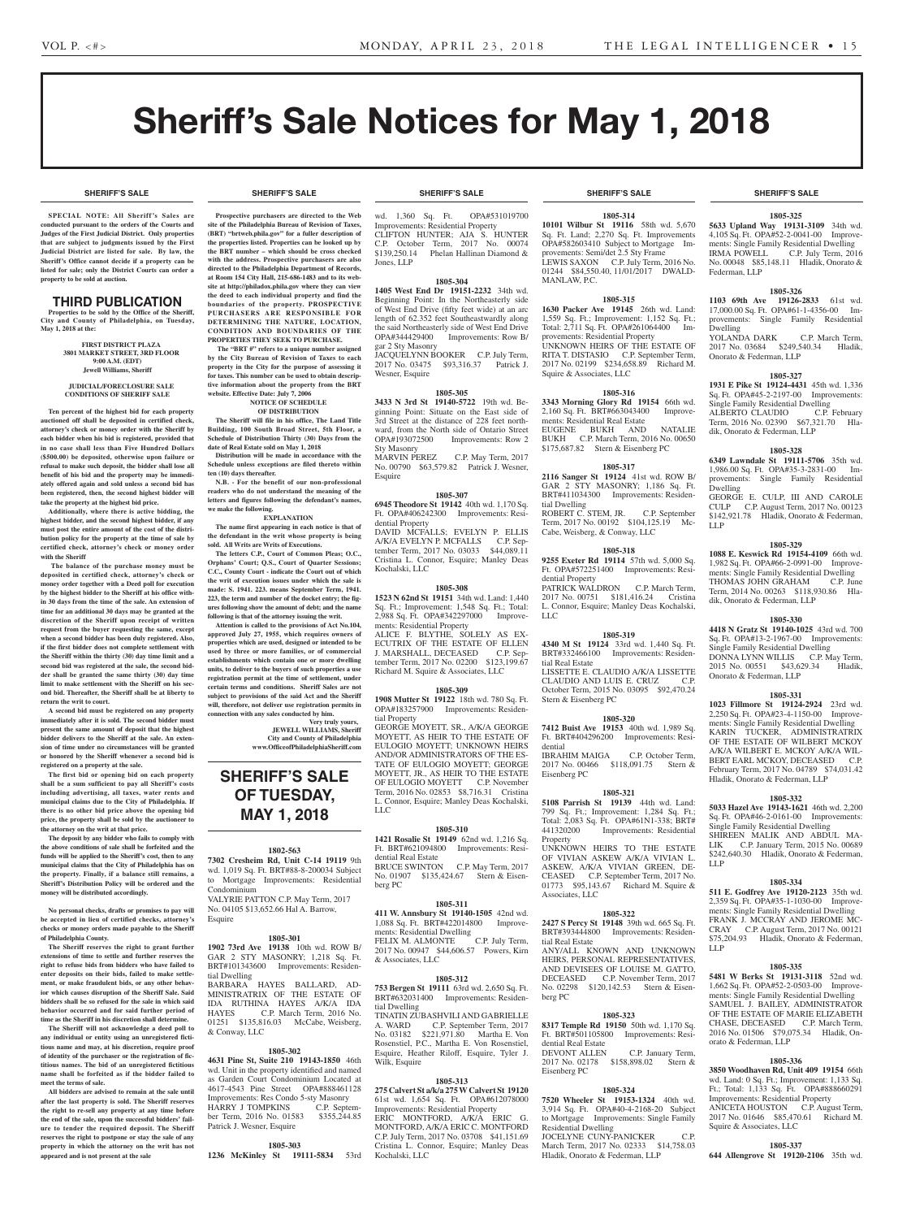# Sheriff's Sale Notices for May 1, 2018

## SHERIFF'S SALE

**SPECIAL NOTE: All Sheriff's Sales are conducted pursuant to the orders of the Courts and Judges of the First Judicial District. Only properties that are subject to judgments issued by the First Judicial District are listed for sale. By law, the Sheriff's Office cannot decide if a property can be listed for sale; only the District Courts can order a property to be sold at auction.**

### THIRD PUBLICATION

**Properties to be sold by the Office of the Sheriff, City and County of Philadelphia, on Tuesday, May 1, 2018 at the:**

**FIRST DISTRICT PLAZA**
**3801 MARKET STREET, 3RD FLOOR**
**9:00 A.M. (EDT)**
**Jewell Williams, Sheriff**

**JUDICIAL/FORECLOSURE SALE CONDITIONS OF SHERIFF SALE**

**Ten percent of the highest bid for each property auctioned off shall be deposited in certified check, attorney's check or money order with the Sheriff by each bidder when his bid is registered, provided that in no case shall less than Five Hundred Dollars ($500.00) be deposited, otherwise upon failure or refusal to make such deposit, the bidder shall lose all benefit of his bid and the property may be immediately offered again and sold unless a second bid has been registered, then, the second highest bidder will take the property at the highest bid price.**

**Additionally, where there is active bidding, the highest bidder, and the second highest bidder, if any must post the entire amount of the cost of the distribution policy for the property at the time of sale by certified check, attorney's check or money order with the Sheriff**

**The balance of the purchase money must be deposited in certified check, attorney's check or money order together with a Deed poll for execution by the highest bidder to the Sheriff at his office within 30 days from the time of the sale. An extension of time for an additional 30 days may be granted at the discretion of the Sheriff upon receipt of written request from the buyer requesting the same, except when a second bidder has been duly registered. Also, if the first bidder does not complete settlement with the Sheriff within the thirty (30) day time limit and a second bid was registered at the sale, the second bidder shall be granted the same thirty (30) day time limit to make settlement with the Sheriff on his second bid. Thereafter, the Sheriff shall be at liberty to return the writ to court.**

**A second bid must be registered on any property immediately after it is sold. The second bidder must present the same amount of deposit that the highest bidder delivers to the Sheriff at the sale. An extension of time under no circumstances will be granted or honored by the Sheriff whenever a second bid is registered on a property at the sale.**

**The first bid or opening bid on each property shall be a sum sufficient to pay all Sheriff's costs including advertising, all taxes, water rents and municipal claims due to the City of Philadelphia. If there is no other bid price above the opening bid price, the property shall be sold by the auctioneer to the attorney on the writ at that price.**

**The deposit by any bidder who fails to comply with the above conditions of sale shall be forfeited and the funds will be applied to the Sheriff's cost, then to any municipal claims that the City of Philadelphia has on the property. Finally, if a balance still remains, a Sheriff's Distribution Policy will be ordered and the money will be distributed accordingly.**

**No personal checks, drafts or promises to pay will be accepted in lieu of certified checks, attorney's checks or money orders made payable to the Sheriff of Philadelphia County.**

**The Sheriff reserves the right to grant further extensions of time to settle and further reserves the right to refuse bids from bidders who have failed to enter deposits on their bids, failed to make settlement, or make fraudulent bids, or any other behavior which causes disruption of the Sheriff Sale. Said bidders shall be so refused for the sale in which said behavior occurred and for said further period of time as the Sheriff in his discretion shall determine.**

**The Sheriff will not acknowledge a deed poll to any individual or entity using an unregistered fictitious name and may, at his discretion, require proof of identity of the purchaser or the registration of fictitious names. The bid of an unregistered fictitious name shall be forfeited as if the bidder failed to meet the terms of sale.**

**All bidders are advised to remain at the sale until after the last property is sold. The Sheriff reserves the right to re-sell any property at any time before the end of the sale, upon the successful bidders' failure to tender the required deposit. The Sheriff reserves the right to postpone or stay the sale of any property in which the attorney on the writ has not appeared and is not present at the sale**

**Prospective purchasers are directed to the Web site of the Philadelphia Bureau of Revision of Taxes, (BRT) "brtweb.phila.gov" for a fuller description of the properties listed. Properties can be looked up by the BRT number – which should be cross checked with the address. Prospective purchasers are also directed to the Philadelphia Department of Records, at Room 154 City Hall, 215-686-1483 and to its website at http://philadox.phila.gov where they can view the deed to each individual property and find the boundaries of the property. PROSPECTIVE PURCHASERS ARE RESPONSIBLE FOR DETERMINING THE NATURE, LOCATION, CONDITION AND BOUNDARIES OF THE PROPERTIES THEY SEEK TO PURCHASE.**

**The "BRT #" refers to a unique number assigned by the City Bureau of Revision of Taxes to each property in the City for the purpose of assessing it for taxes. This number can be used to obtain descriptive information about the property from the BRT website. Effective Date: July 7, 2006**

**NOTICE OF SCHEDULE OF DISTRIBUTION**

**The Sheriff will file in his office, The Land Title Building, 100 South Broad Street, 5th Floor, a Schedule of Distribution Thirty (30) Days from the date of Real Estate sold on May 1, 2018**

**Distribution will be made in accordance with the Schedule unless exceptions are filed thereto within ten (10) days thereafter.**

**N.B. - For the benefit of our non-professional readers who do not understand the meaning of the letters and figures following the defendant's names, we make the following.**

**EXPLANATION**

**The name first appearing in each notice is that of the defendant in the writ whose property is being sold. All Writs are Writs of Executions.**

**The letters C.P., Court of Common Pleas; O.C., Orphans' Court; Q.S., Court of Quarter Sessions; C.C., County Court - indicate the Court out of which the writ of execution issues under which the sale is made: S. 1941. 223. means September Term, 1941. 223, the term and number of the docket entry; the figures following show the amount of debt; and the name following is that of the attorney issuing the writ.**

**Attention is called to the provisions of Act No.104, approved July 27, 1955, which requires owners of properties which are used, designed or intended to be used by three or more families, or of commercial establishments which contain one or more dwelling units, to deliver to the buyers of such properties a use registration permit at the time of settlement, under certain terms and conditions. Sheriff Sales are not subject to provisions of the said Act and the Sheriff will, therefore, not deliver use registration permits in connection with any sales conducted by him.**

**Very truly yours,**
**JEWELL WILLIAMS, Sheriff**
**City and County of Philadelphia**
**www.OfficeofPhiladelphiaSheriff.com**

## SHERIFF'S SALE OF TUESDAY, MAY 1, 2018

**1802-563**

**7302 Cresheim Rd, Unit C-14 19119** 9th wd. 1,019 Sq. Ft. BRT#88-8-200034 Subject to Mortgage Improvements: Residential Condominium
VALYRIE PATTON C.P. May Term, 2017 No. 04105 $13,652.66 Hal A. Barrow, Esquire

**1805-301**

**1902 73rd Ave 19138** 10th wd. ROW B/ GAR 2 STY MASONRY; 1,218 Sq. Ft. BRT#101343600 Improvements: Residential Dwelling
BARBARA HAYES BALLARD, ADMINISTRATRIX OF THE ESTATE OF IDA RUTHINA HAYES A/K/A IDA HAYES C.P. March Term, 2016 No. 01251 $135,816.03 McCabe, Weisberg, & Conway, LLC

**1805-302**

**4631 Pine St, Suite 210 19143-1850** 46th wd. Unit in the property identified and named as Garden Court Condominium Located at 4617-4543 Pine Street OPA#888461128 Improvements: Res Condo 5-sty Masonry
HARRY J TOMPKINS C.P. September Term, 2016 No. 01583 $355,244.85 Patrick J. Wesner, Esquire

**1805-303**

**1236 McKinley St 19111-5834** 53rd wd. 1,360 Sq. Ft. OPA#531019700 Improvements: Residential Property
CLIFTON HUNTER; AJA S. HUNTER C.P. October Term, 2017 No. 00074 $139,250.14 Phelan Hallinan Diamond & Jones, LLP

**1805-304**

**1405 West End Dr 19151-2232** 34th wd. Beginning Point: In the Northeasterly side of West End Drive (fifty feet wide) at an arc length of 62.352 feet Southeastwardly along the said Northeasterly side of West End Drive OPA#344429400 Improvements: Row B/ gar 2 Sty Masonry
JACQUELYN BOOKER C.P. July Term, 2017 No. 03475 $93,316.37 Patrick J. Wesner, Esquire

**1805-305**

**3433 N 3rd St 19140-5722** 19th wd. Beginning Point: Situate on the East side of 3rd Street at the distance of 228 feet northward, from the North side of Ontario Street OPA#193072500 Improvements: Row 2 Sty Masonry
MARVIN PEREZ C.P. May Term, 2017 No. 00790 $63,579.82 Patrick J. Wesner, Esquire

**1805-307**

**6945 Theodore St 19142** 40th wd. 1,170 Sq. Ft. OPA#406242300 Improvements: Residential Property
DAVID MCFALLS; EVELYN P. ELLIS A/K/A EVELYN P. MCFALLS C.P. September Term, 2017 No. 03033 $44,089.11 Cristina L. Connor, Esquire; Manley Deas Kochalski, LLC

**1805-308**

**1523 N 62nd St 19151** 34th wd. Land: 1,440 Sq. Ft.; Improvement: 1,548 Sq. Ft.; Total: 2,988 Sq. Ft. OPA#342297000 Improvements: Residential Property
ALICE F. BLYTHE, SOLELY AS EXECUTRIX OF THE ESTATE OF ELLEN J. MARSHALL, DECEASED C.P. September Term, 2017 No. 02200 $123,199.67 Richard M. Squire & Associates, LLC

**1805-309**

**1908 Mutter St 19122** 18th wd. 780 Sq. Ft. OPA#183257900 Improvements: Residential Property
GEORGE MOYETT, SR., A/K/A GEORGE MOYETT, AS HEIR TO THE ESTATE OF EULOGIO MOYETT; UNKNOWN HEIRS AND/OR ADMINISTRATORS OF THE ESTATE OF EULOGIO MOYETT; GEORGE MOYETT, JR., AS HEIR TO THE ESTATE OF EULOGIO MOYETT C.P. November Term, 2016 No. 02853 $8,716.31 Cristina L. Connor, Esquire; Manley Deas Kochalski, LLC

**1805-310**

**1421 Rosalie St 19149** 62nd wd. 1,216 Sq. Ft. BRT#621094800 Improvements: Residential Real Estate
BRUCE SWINTON C.P. May Term, 2017 No. 01907 $135,424.67 Stern & Eisenberg PC

**1805-311**

**411 W. Annsbury St 19140-1505** 42nd wd. 1,088 Sq. Ft. BRT#422014800 Improvements: Residential Dwelling
FELIX M. ALMONTE C.P. July Term, 2017 No. 00947 $44,606.57 Powers, Kirn & Associates, LLC

**1805-312**

**753 Bergen St 19111** 63rd wd. 2,650 Sq. Ft. BRT#632031400 Improvements: Residential Dwelling
TINATIN ZUBASHVILI AND GABRIELLE A. WARD C.P. September Term, 2017 No. 03182 $221,971.80 Martha E. Von Rosenstiel, P.C., Martha E. Von Rosenstiel, Esquire, Heather Riloff, Esquire, Tyler J. Wilk, Esquire

**1805-313**

**275 Calvert St a/k/a 275 W Calvert St 19120** 61st wd. 1,654 Sq. Ft. OPA#612078000 Improvements: Residential Property
ERIC MONTFORD, A/K/A ERIC G. MONTFORD, A/K/A ERIC C. MONTFORD C.P. July Term, 2017 No. 03708 $41,151.69 Cristina L. Connor, Esquire; Manley Deas Kochalski, LLC

**1805-314**

**10101 Wilbur St 19116** 58th wd. 5,670 Sq. Ft. Land; 2,270 Sq. Ft. Improvements OPA#582603410 Subject to Mortgage Improvements: Semi/det 2.5 Sty Frame
LEWIS SAXON C.P. July Term, 2016 No. 01244 $84,550.40, 11/01/2017 DWALDMANLAW, P.C.

**1805-315**

**1630 Packer Ave 19145** 26th wd. Land: 1,559 Sq. Ft.; Improvement: 1,152 Sq. Ft.; Total: 2,711 Sq. Ft. OPA#261064400 Improvements: Residential Property
UNKNOWN HEIRS OF THE ESTATE OF RITA T. DISTASIO C.P. September Term, 2017 No. 02199 $234,658.89 Richard M. Squire & Associates, LLC

**1805-316**

**3343 Morning Glory Rd 19154** 66th wd. 2,160 Sq. Ft. BRT#663043400 Improvements: Residential Real Estate
EUGENE BUKH AND NATALIE BUKH C.P. March Term, 2016 No. 00650 $175,687.82 Stern & Eisenberg PC

**1805-317**

**2116 Sanger St 19124** 41st wd. ROW B/ GAR 2 STY MASONRY; 1,186 Sq. Ft. BRT#411034300 Improvements: Residential Dwelling
ROBERT C. STEM, JR. C.P. September Term, 2017 No. 00192 $104,125.19 McCabe, Weisberg, & Conway, LLC

**1805-318**

**9255 Exeter Rd 19114** 57th wd. 5,000 Sq. Ft. OPA#572251400 Improvements: Residential Property
PATRICK WALDRON C.P. March Term, 2017 No. 00751 $181,416.24 Cristina L. Connor, Esquire; Manley Deas Kochalski, LLC

**1805-319**

**4340 M St 19124** 33rd wd. 1,440 Sq. Ft. BRT#332466100 Improvements: Residential Real Estate
LISSETTE E. CLAUDIO A/K/A LISSETTE CLAUDIO AND LUIS E. CRUZ C.P. October Term, 2015 No. 03095 $92,470.24 Stern & Eisenberg PC

**1805-320**

**7412 Buist Ave 19153** 40th wd. 1,989 Sq. Ft. BRT#404296200 Improvements: Residential
IBRAHIM MAIGA C.P. October Term, 2017 No. 00466 $118,091.75 Stern & Eisenberg PC

**1805-321**

**5108 Parrish St 19139** 44th wd. Land: 799 Sq. Ft.; Improvement: 1,284 Sq. Ft.; Total: 2,083 Sq. Ft. OPA#61N1-338; BRT# 441320200 Improvements: Residential Property
UNKNOWN HEIRS TO THE ESTATE OF VIVIAN ASKEW A/K/A VIVIAN L. ASKEW, A/K/A VIVIAN GREEN, DECEASED C.P. September Term, 2017 No. 01773 $95,143.67 Richard M. Squire & Associates, LLC

**1805-322**

**2427 S Percy St 19148** 39th wd. 665 Sq. Ft. BRT#393444800 Improvements: Residential Real Estate
ANY/ALL KNOWN AND UNKNOWN HEIRS, PERSONAL REPRESENTATIVES, AND DEVISEES OF LOUISE M. GATTO, DECEASED C.P. November Term, 2017 No. 02298 $120,142.53 Stern & Eisenberg PC

**1805-323**

**8317 Temple Rd 19150** 50th wd. 1,170 Sq. Ft. BRT#501105800 Improvements: Residential Real Estate
DEVONT ALLEN C.P. January Term, 2017 No. 02178 $158,898.02 Stern & Eisenberg PC

**1805-324**

**7520 Wheeler St 19153-1324** 40th wd. 3,914 Sq. Ft. OPA#40-4-2168-20 Subject to Mortgage Improvements: Single Family Residential Dwelling
JOCELYNE CUNY-PANICKER C.P. March Term, 2017 No. 02333 $14,758.03 Hladik, Onorato & Federman, LLP

**1805-325**

**5633 Upland Way 19131-3109** 34th wd. 4,105 Sq. Ft. OPA#52-2-0041-00 Improvements: Single Family Residential Dwelling
IRMA POWELL C.P. July Term, 2016 No. 00048 $85,148.11 Hladik, Onorato & Federman, LLP

**1805-326**

**1103 69th Ave 19126-2833** 61st wd. 17,000.00 Sq. Ft. OPA#61-1-4356-00 Improvements: Single Family Residential Dwelling
YOLANDA DARK C.P. March Term, 2017 No. 03684 $249,540.34 Hladik, Onorato & Federman, LLP

**1805-327**

**1931 E Pike St 19124-4431** 45th wd. 1,336 Sq. Ft. OPA#45-2-2197-00 Improvements: Single Family Residential Dwelling
ALBERTO CLAUDIO C.P. February Term, 2016 No. 02390 $67,321.70 Hladik, Onorato & Federman, LLP

**1805-328**

**6349 Lawndale St 19111-5706** 35th wd. 1,986.00 Sq. Ft. OPA#35-3-2831-00 Improvements: Single Family Residential Dwelling
GEORGE E. CULP, III AND CAROLE CULP C.P. August Term, 2017 No. 00123 $142,921.78 Hladik, Onorato & Federman, LLP

**1805-329**

**1088 E. Keswick Rd 19154-4109** 66th wd. 1,982 Sq. Ft. OPA#66-2-0991-00 Improvements: Single Family Residential Dwelling
THOMAS JOHN GRAHAM C.P. June Term, 2014 No. 00263 $118,930.86 Hladik, Onorato & Federman, LLP

**1805-330**

**4418 N Gratz St 19140-1025** 43rd wd. 700 Sq. Ft. OPA#13-2-1967-00 Improvements: Single Family Residential Dwelling
DONNA LYNN WILLIS C.P. May Term, 2015 No. 00551 $43,629.34 Hladik, Onorato & Federman, LLP

**1805-331**

**1023 Fillmore St 19124-2924** 23rd wd. 2,250 Sq. Ft. OPA#23-4-1150-00 Improvements: Single Family Residential Dwelling
KARIN TUCKER, ADMINISTRATRIX OF THE ESTATE OF WILBERT MCKOY A/K/A WILBERT E. MCKOY A/K/A WILBERT EARL MCKOY, DECEASED C.P. February Term, 2017 No. 04789 $74,031.42 Hladik, Onorato & Federman, LLP

**1805-332**

**5033 Hazel Ave 19143-1621** 46th wd. 2,200 Sq. Ft. OPA#46-2-0161-00 Improvements: Single Family Residential Dwelling
SHIREEN MALIK AND ABDUL MALIK C.P. January Term, 2015 No. 00689 $242,640.30 Hladik, Onorato & Federman, LLP

**1805-334**

**511 E. Godfrey Ave 19120-2123** 35th wd. 2,359 Sq. Ft. OPA#35-1-1030-00 Improvements: Single Family Residential Dwelling
FRANK J. MCCRAY AND JEROME MCCRAY C.P. August Term, 2017 No. 00121 $75,204.93 Hladik, Onorato & Federman, LLP

**1805-335**

**5481 W Berks St 19131-3118** 52nd wd. 1,662 Sq. Ft. OPA#52-2-0503-00 Improvements: Single Family Residential Dwelling
SAMUEL J. BAILEY, ADMINISTRATOR OF THE ESTATE OF MARIE ELIZABETH CHASE, DECEASED C.P. March Term, 2016 No. 01506 $79,075.34 Hladik, Onorato & Federman, LLP

**1805-336**

**3850 Woodhaven Rd, Unit 409 19154** 66th wd. Land: 0 Sq. Ft.; Improvement: 1,133 Sq. Ft.; Total: 1,133 Sq. Ft. OPA#888660291 Improvements: Residential Property
ANICETA HOUSTON C.P. August Term, 2017 No. 01646 $85,470.61 Richard M. Squire & Associates, LLC

**1805-337**

**644 Allengrove St 19120-2106** 35th wd.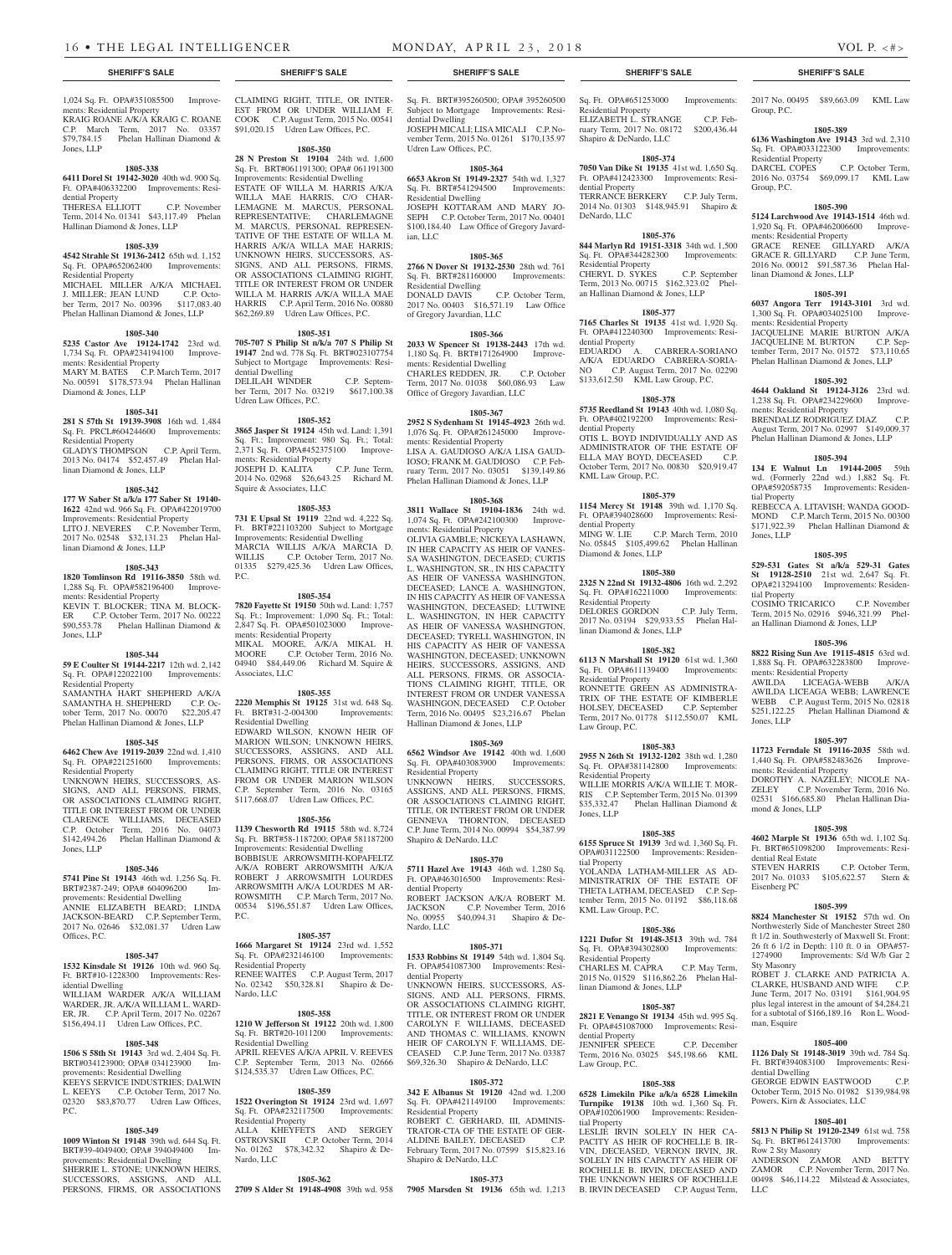## SHERIFF'S SALE

1,024 Sq. Ft. OPA#351085500 Improvements: Residential Property
KRAIG ROANE A/K/A KRAIG C. ROANE C.P. March Term, 2017 No. 03357 $79,784.15 Phelan Hallinan Diamond & Jones, LLP

**1805-338**
**6411 Dorel St 19142-3020** 40th wd. 900 Sq. Ft. OPA#406332200 Improvements: Residential Property
THERESA ELLIOTT C.P. November Term, 2014 No. 01341 $43,117.49 Phelan Hallinan Diamond & Jones, LLP

**1805-339**
**4542 Strahle St 19136-2412** 65th wd. 1,152 Sq. Ft. OPA#652062400 Improvements: Residential Property
MICHAEL MILLER A/K/A MICHAEL J. MILLER; JEAN LUND C.P. October Term, 2017 No. 00396 $117,083.40 Phelan Hallinan Diamond & Jones, LLP

**1805-340**
**5235 Castor Ave 19124-1742** 23rd wd. 1,734 Sq. Ft. OPA#234194100 Improvements: Residential Property
MARY M. BATES C.P. March Term, 2017 No. 00591 $178,573.94 Phelan Hallinan Diamond & Jones, LLP

**1805-341**
**281 S 57th St 19139-3908** 16th wd. 1,484 Sq. Ft. PRCL#604244600 Improvements: Residential Property
GLADYS THOMPSON C.P. April Term, 2013 No. 04174 $52,457.49 Phelan Hallinan Diamond & Jones, LLP

**1805-342**
**177 W Saber St a/k/a 177 Saber St 19140-1622** 42nd wd. 966 Sq. Ft. OPA#422019700 Improvements: Residential Property
LITO J. NEVERES C.P. November Term, 2017 No. 02548 $32,131.23 Phelan Hallinan Diamond & Jones, LLP

**1805-343**
**1820 Tomlinson Rd 19116-3850** 58th wd. 1,288 Sq. Ft. OPA#582196400 Improvements: Residential Property
KEVIN T. BLOCKER; TINA M. BLOCKER C.P. October Term, 2017 No. 00222 $90,553.78 Phelan Hallinan Diamond & Jones, LLP

**1805-344**
**59 E Coulter St 19144-2217** 12th wd. 2,142 Sq. Ft. OPA#122022100 Improvements: Residential Property
SAMANTHA HART SHEPHERD A/K/A SAMANTHA H. SHEPHERD C.P. October Term, 2017 No. 00070 $22,205.47 Phelan Hallinan Diamond & Jones, LLP

**1805-345**
**6462 Chew Ave 19119-2039** 22nd wd. 1,410 Sq. Ft. OPA#221251600 Improvements: Residential Property
UNKNOWN HEIRS, SUCCESSORS, ASSIGNS, AND ALL PERSONS, FIRMS, OR ASSOCIATIONS CLAIMING RIGHT, TITLE OR INTEREST FROM OR UNDER CLARENCE WILLIAMS, DECEASED C.P. October Term, 2016 No. 04073 $142,494.26 Phelan Hallinan Diamond & Jones, LLP

**1805-346**
**5741 Pine St 19143** 46th wd. 1,256 Sq. Ft. BRT#2387-249; OPA# 604096200 Improvements: Residential Dwelling
ANNIE ELIZABETH BEARD; LINDA JACKSON-BEARD C.P. September Term, 2017 No. 02646 $32,081.37 Udren Law Offices, P.C.

**1805-347**
**1532 Kinsdale St 19126** 10th wd. 960 Sq. Ft. BRT#10-1228300 Improvements: Residential Dwelling
WILLIAM WARDER A/K/A WILLIAM WARDER, JR. A/K/A WILLIAM L. WARDER, JR. C.P. April Term, 2017 No. 02267 $156,494.11 Udren Law Offices, P.C.

**1805-348**
**1506 S 58th St 19143** 3rd wd. 2,404 Sq. Ft. BRT#034123900; OPA# 034123900 Improvements: Residential Dwelling
KEEYS SERVICE INDUSTRIES; DALWIN L. KEEYS C.P. October Term, 2017 No. 02320 $83,870.77 Udren Law Offices, P.C.

**1805-349**
**1009 Winton St 19148** 39th wd. 644 Sq. Ft. BRT#39-4049400; OPA# 394049400 Improvements: Residential Dwelling
SHERRIE L. STONE; UNKNOWN HEIRS, SUCCESSORS, ASSIGNS, AND ALL PERSONS, FIRMS, OR ASSOCIATIONS CLAIMING RIGHT, TITLE, OR INTEREST FROM OR UNDER WILLIAM F. COOK C.P. August Term, 2015 No. 00541 $91,020.15 Udren Law Offices, P.C.

**1805-350**
**28 N Preston St 19104** 24th wd. 1,600 Sq. Ft. BRT#061191300; OPA# 061191300 Improvements: Residential Dwelling
ESTATE OF WILLA M. HARRIS A/K/A WILLA MAE HARRIS, C/O CHARLEMAGNE M. MARCUS, PERSONAL REPRESENTATIVE; CHARLEMAGNE M. MARCUS, PERSONAL REPRESENTATIVE OF THE ESTATE OF WILLA M. HARRIS A/K/A WILLA MAE HARRIS; UNKNOWN HEIRS, SUCCESSORS, ASSIGNS, AND ALL PERSONS, FIRMS, OR ASSOCIATIONS CLAIMING RIGHT, TITLE OR INTEREST FROM OR UNDER WILLA M. HARRIS A/K/A WILLA MAE HARRIS C.P. April Term, 2016 No. 00880 $62,269.89 Udren Law Offices, P.C.

**1805-351**
**705-707 S Philip St n/k/a 707 S Philip St 19147** 2nd wd. 778 Sq. Ft. BRT#023107754 Subject to Mortgage Improvements: Residential Dwelling
DELILAH WINDER C.P. September Term, 2017 No. 03219 $617,100.38 Udren Law Offices, P.C.

**1805-352**
**3865 Jasper St 19124** 45th wd. Land: 1,391 Sq. Ft.; Improvement: 980 Sq. Ft.; Total: 2,371 Sq. Ft. OPA#452375100 Improvements: Residential Property
JOSEPH D. KALITA C.P. June Term, 2014 No. 02968 $26,643.25 Richard M. Squire & Associates, LLC

**1805-353**
**731 E Upsal St 19119** 22nd wd. 4,222 Sq. Ft. BRT#221103200 Subject to Mortgage Improvements: Residential Dwelling
MARCIA WILLIS A/K/A MARCIA D. WILLIS C.P. October Term, 2017 No. 01335 $279,425.36 Udren Law Offices, P.C.

**1805-354**
**7820 Fayette St 19150** 50th wd. Land: 1,757 Sq. Ft.; Improvement: 1,090 Sq. Ft.; Total: 2,847 Sq. Ft. OPA#501023000 Improvements: Residential Property
MIKAL MOORE, A/K/A MIKAL H. MOORE C.P. October Term, 2016 No. 04940 $84,449.06 Richard M. Squire & Associates, LLC

**1805-355**
**2220 Memphis St 19125** 31st wd. 648 Sq. Ft. BRT#31-2-004300 Improvements: Residential Dwelling
EDWARD WILSON, KNOWN HEIR OF MARION WILSON; UNKNOWN HEIRS, SUCCESSORS, ASSIGNS, AND ALL PERSONS, FIRMS, OR ASSOCIATIONS CLAIMING RIGHT, TITLE OR INTEREST FROM OR UNDER MARION WILSON C.P. September Term, 2016 No. 03165 $117,668.07 Udren Law Offices, P.C.

**1805-356**
**1139 Chesworth Rd 19115** 58th wd. 8,724 Sq. Ft. BRT#58-1187200; OPA# 581187200 Improvements: Residential Dwelling
BOBBISUE ARROWSMITH-KOPAFELTZ A/K/A ROBERT ARROWSMITH A/K/A ROBERT J ARROWSMITH LOURDES ARROWSMITH A/K/A LOURDES M ARROWSMITH C.P. March Term, 2017 No. 00534 $196,551.87 Udren Law Offices, P.C.

**1805-357**
**1666 Margaret St 19124** 23rd wd. 1,552 Sq. Ft. OPA#232146100 Improvements: Residential Property
RENEE WAITES C.P. August Term, 2017 No. 02342 $50,328.81 Shapiro & DeNardo, LLC

**1805-358**
**1210 W Jefferson St 19122** 20th wd. 1,800 Sq. Ft. BRT#20-1011200 Improvements: Residential Dwelling
APRIL REEVES A/K/A APRIL V. REEVES C.P. September Term, 2013 No. 02666 $124,535.37 Udren Law Offices, P.C.

**1805-359**
**1522 Overington St 19124** 23rd wd. 1,697 Sq. Ft. OPA#232117500 Improvements: Residential Property
ALLA KHEYFETS AND SERGEY OSTROVSKII C.P. October Term, 2014 No. 01262 $78,342.32 Shapiro & DeNardo, LLC

**1805-362**
**2709 S Alder St 19148-4908** 39th wd. 958 Sq. Ft. BRT#395260500; OPA# 395260500 Subject to Mortgage Improvements: Residential Dwelling
JOSEPH MICALI; LISA MICALI C.P. November Term, 2015 No. 01261 $170,135.97 Udren Law Offices, P.C.

**1805-364**
**6653 Akron St 19149-2327** 54th wd. 1,327 Sq. Ft. BRT#541294500 Improvements: Residential Dwelling
JOSEPH KOTTARAM AND MARY JOSEPH C.P. October Term, 2017 No. 00401 $100,184.40 Law Office of Gregory Javardian, LLC

**1805-365**
**2766 N Dover St 19132-2530** 28th wd. 761 Sq. Ft. BRT#281160000 Improvements: Residential Dwelling
DONALD DAVIS C.P. October Term, 2017 No. 00403 $16,571.19 Law Office of Gregory Javardian, LLC

**1805-366**
**2033 W Spencer St 19138-2443** 17th wd. 1,180 Sq. Ft. BRT#171264900 Improvements: Residential Dwelling
CHARLES REDDEN, JR. C.P. October Term, 2017 No. 01038 $60,086.93 Law Office of Gregory Javardian, LLC

**1805-367**
**2952 S Sydenham St 19145-4923** 26th wd. 1,076 Sq. Ft. OPA#261245000 Improvements: Residential Property
LISA A. GAUDIOSO A/K/A LISA GAUDIOSO; FRANK M. GAUDIOSO C.P. February Term, 2017 No. 03051 $139,149.86 Phelan Hallinan Diamond & Jones, LLP

**1805-368**
**3811 Wallace St 19104-1836** 24th wd. 1,074 Sq. Ft. OPA#242100300 Improvements: Residential Property
OLIVIA GAMBLE; NICKEYA LASHAWN, IN HER CAPACITY AS HEIR OF VANESSA WASHINGTON, DECEASED; CURTIS L. WASHINGTON, SR., IN HIS CAPACITY AS HEIR OF VANESSA WASHINGTON, DECEASED; LANCE A. WASHINGTON, IN HIS CAPACITY AS HEIR OF VANESSA WASHINGTON, DECEASED; LUTWINE L. WASHINGTON, IN HER CAPACITY AS HEIR OF VANESSA WASHINGTON, DECEASED; TYRELL WASHINGTON, IN HIS CAPACITY AS HEIR OF VANESSA WASHINGTON, DECEASED; UNKNOWN HEIRS, SUCCESSORS, ASSIGNS, AND ALL PERSONS, FIRMS, OR ASSOCIATIONS CLAIMING RIGHT, TITLE, OR INTEREST FROM OR UNDER VANESSA WASHINGTON, DECEASED C.P. October Term, 2016 No. 00495 $23,216.67 Phelan Hallinan Diamond & Jones, LLP

**1805-369**
**6562 Windsor Ave 19142** 40th wd. 1,600 Sq. Ft. OPA#403083900 Improvements: Residential Property
UNKNOWN HEIRS, SUCCESSORS, ASSIGNS, AND ALL PERSONS, FIRMS, OR ASSOCIATIONS CLAIMING RIGHT, TITLE, OR INTEREST FROM OR UNDER GENNEVA THORNTON, DECEASED C.P. June Term, 2014 No. 00994 $54,387.99 Shapiro & DeNardo, LLC

**1805-370**
**5711 Hazel Ave 19143** 46th wd. 1,280 Sq. Ft. OPA#463016500 Improvements: Residential Property
ROBERT JACKSON A/K/A ROBERT M. JACKSON C.P. November Term, 2016 No. 00955 $40,094.31 Shapiro & DeNardo, LLC

**1805-371**
**1533 Robbins St 19149** 54th wd. 1,804 Sq. Ft. OPA#541087300 Improvements: Residential Property
UNKNOWN HEIRS, SUCCESSORS, ASSIGNS, AND ALL PERSONS, FIRMS, OR ASSOCIATIONS CLAIMING RIGHT, TITLE, OR INTEREST FROM OR UNDER CAROLYN F. WILLIAMS, DECEASED AND THOMAS C. WILLIAMS, KNOWN HEIR OF CAROLYN F. WILLIAMS, DECEASED C.P. June Term, 2017 No. 03387 $69,326.30 Shapiro & DeNardo, LLC

**1805-372**
**342 E Albanus St 19120** 42nd wd. 1,200 Sq. Ft. OPA#421149100 Improvements: Residential Property
ROBERT C. GERHARD, III, ADMINISTRATOR-CTA OF THE ESTATE OF GERALDINE BAILEY, DECEASED C.P. February Term, 2017 No. 07599 $15,823.16 Shapiro & DeNardo, LLC

**1805-373**
**7905 Marsden St 19136** 65th wd. 1,213 Sq. Ft. OPA#651253000 Improvements: Residential Property
ELIZABETH L. STRANGE C.P. February Term, 2017 No. 08172 $200,436.44 Shapiro & DeNardo, LLC

**1805-374**
**7050 Van Dike St 19135** 41st wd. 1,650 Sq. Ft. OPA#412423300 Improvements: Residential Property
TERRANCE BERKERY C.P. July Term, 2014 No. 01303 $148,945.91 Shapiro & DeNardo, LLC

**1805-376**
**844 Marlyn Rd 19151-3318** 34th wd. 1,500 Sq. Ft. OPA#344282300 Improvements: Residential Property
CHERYL D. SYKES C.P. September Term, 2013 No. 00715 $162,323.02 Phelan Hallinan Diamond & Jones, LLP

**1805-377**
**7165 Charles St 19135** 41st wd. 1,920 Sq. Ft. OPA#412240300 Improvements: Residential Property
EDUARDO A. CABRERA-SORIANO A/K/A EDUARDO CABRERA-SORIANO C.P. August Term, 2017 No. 02290 $133,612.50 KML Law Group, P.C.

**1805-378**
**5735 Reedland St 19143** 40th wd. 1,080 Sq. Ft. OPA#402192200 Improvements: Residential Property
OTIS L. BOYD INDIVIDUALLY AND AS ADMINISTRATOR OF THE ESTATE OF ELLA MAY BOYD, DECEASED C.P. October Term, 2017 No. 00830 $20,919.47 KML Law Group, P.C.

**1805-379**
**1154 Mercy St 19148** 39th wd. 1,170 Sq. Ft. OPA#394028600 Improvements: Residential Property
MING W. LIE C.P. March Term, 2010 No. 05845 $105,499.62 Phelan Hallinan Diamond & Jones, LLP

**1805-380**
**2325 N 22nd St 19132-4806** 16th wd. 2,292 Sq. Ft. OPA#162211000 Improvements: Residential Property
DELORES GORDON C.P. July Term, 2017 No. 03194 $29,933.55 Phelan Hallinan Diamond & Jones, LLP

**1805-382**
**6113 N Marshall St 19120** 61st wd. 1,360 Sq. Ft. OPA#611139400 Improvements: Residential Property
RONNETTE GREEN AS ADMINISTRATRIX OF THE ESTATE OF KIMBERLE HOLSEY, DECEASED C.P. September Term, 2017 No. 01778 $112,550.07 KML Law Group, P.C.

**1805-383**
**2955 N 26th St 19132-1202** 38th wd. 1,280 Sq. Ft. OPA#381142800 Improvements: Residential Property
WILLIE MORRIS A/K/A WILLIE T. MORRIS C.P. September Term, 2015 No. 01399 $35,332.47 Phelan Hallinan Diamond & Jones, LLP

**1805-385**
**6155 Spruce St 19139** 3rd wd. 1,360 Sq. Ft. OPA#031122500 Improvements: Residential Property
YOLANDA LATHAM-MILLER AS ADMINISTRATRIX OF THE ESTATE OF THETA LATHAM, DECEASED C.P. September Term, 2015 No. 01192 $86,118.68 KML Law Group, P.C.

**1805-386**
**1221 Dufor St 19148-3513** 39th wd. 784 Sq. Ft. OPA#394302800 Improvements: Residential Property
CHARLES M. CAPRA C.P. May Term, 2015 No. 01529 $116,862.26 Phelan Hallinan Diamond & Jones, LLP

**1805-387**
**2821 E Venango St 19134** 45th wd. 995 Sq. Ft. OPA#451087000 Improvements: Residential Property
JENNIFER SPEECE C.P. December Term, 2016 No. 03025 $45,198.66 KML Law Group, P.C.

**1805-388**
**6528 Limekiln Pike a/k/a 6528 Limekiln Turnpike 19138** 10th wd. 1,360 Sq. Ft. OPA#102061900 Improvements: Residential Property
LESLIE IRVIN SOLELY IN HER CAPACITY AS HEIR OF ROCHELLE B. IRVIN, DECEASED, VERNON IRVIN, JR. SOLELY IN HIS CAPACITY AS HEIR OF ROCHELLE B. IRVIN, DECEASED AND THE UNKNOWN HEIRS OF ROCHELLE B. IRVIN DECEASED C.P. August Term, 2017 No. 00495 $89,663.09 KML Law Group, P.C.

**1805-389**
**6136 Washington Ave 19143** 3rd wd. 2,310 Sq. Ft. OPA#033122300 Improvements: Residential Property
DARCEL COPES C.P. October Term, 2016 No. 03754 $69,099.17 KML Law Group, P.C.

**1805-390**
**5124 Larchwood Ave 19143-1514** 46th wd. 1,920 Sq. Ft. OPA#462006600 Improvements: Residential Property
GRACE RENEE GILLYARD A/K/A GRACE R. GILLYARD C.P. June Term, 2016 No. 00012 $91,587.36 Phelan Hallinan Diamond & Jones, LLP

**1805-391**
**6037 Angora Terr 19143-3101** 3rd wd. 1,300 Sq. Ft. OPA#034025100 Improvements: Residential Property
JACQUELINE MARIE BURTON A/K/A JACQUELINE M. BURTON C.P. September Term, 2017 No. 01572 $73,110.65 Phelan Hallinan Diamond & Jones, LLP

**1805-392**
**4644 Oakland St 19124-3126** 23rd wd. 1,238 Sq. Ft. OPA#234229600 Improvements: Residential Property
BRENDALIZ RODRIGUEZ DIAZ C.P. August Term, 2017 No. 02997 $149,009.37 Phelan Hallinan Diamond & Jones, LLP

**1805-394**
**134 E Walnut Ln 19144-2005** 59th wd. (Formerly 22nd wd.) 1,882 Sq. Ft. OPA#592058735 Improvements: Residential Property
REBECCA A. LITAVISH; WANDA GOODMOND C.P. March Term, 2015 No. 00300 $171,922.39 Phelan Hallinan Diamond & Jones, LLP

**1805-395**
**529-531 Gates St a/k/a 529-31 Gates St 19128-2510** 21st wd. 2,647 Sq. Ft. OPA#213294100 Improvements: Residential Property
COSIMO TRICARICO C.P. November Term, 2015 No. 02916 $946,321.99 Phelan Hallinan Diamond & Jones, LLP

**1805-396**
**8822 Rising Sun Ave 19115-4815** 63rd wd. 1,888 Sq. Ft. OPA#632283800 Improvements: Residential Property
AWILDA LICEAGA-WEBB A/K/A AWILDA LICEAGA WEBB; LAWRENCE WEBB C.P. August Term, 2015 No. 02818 $251,122.25 Phelan Hallinan Diamond & Jones, LLP

**1805-397**
**11723 Ferndale St 19116-2035** 58th wd. 1,440 Sq. Ft. OPA#582483626 Improvements: Residential Property
DOROTHY A. NAZELEY; NICOLE NAZELEY C.P. November Term, 2016 No. 02531 $166,685.80 Phelan Hallinan Diamond & Jones, LLP

**1805-398**
**4602 Marple St 19136** 65th wd. 1,102 Sq. Ft. BRT#651098200 Improvements: Residential Real Estate
STEVEN HARRIS C.P. October Term, 2017 No. 01033 $105,622.57 Stern & Eisenberg PC

**1805-399**
**8824 Manchester St 19152** 57th wd. On Northwesterly Side of Manchester Street 280 ft 1/2 in. Southwesterly of Maxwell St. Front: 26 ft 6 1/2 in Depth: 110 ft. 0 in OPA#57-1274900 Improvements: S/d W/b Gar 2 Sty Masonry
ROBET J. CLARKE AND PATRICIA A. CLARKE, HUSBAND AND WIFE C.P. June Term, 2017 No. 03191 $161,904.95 plus legal interest in the amount of $4,284.21 for a subtotal of $166,189.16 Ron L. Woodman, Esquire

**1805-400**
**1126 Daly St 19148-3019** 39th wd. 784 Sq. Ft. BRT#394083100 Improvements: Residential Dwelling
GEORGE EDWIN EASTWOOD C.P. October Term, 2015 No. 01982 $139,984.98 Powers, Kirn & Associates, LLC

**1805-401**
**5813 N Philip St 19120-2349** 61st wd. 758 Sq. Ft. BRT#612413700 Improvements: Row 2 Sty Masonry
ANDERSON ZAMOR AND BETTY ZAMOR C.P. November Term, 2017 No. 00498 $46,114.22 Milstead & Associates, LLC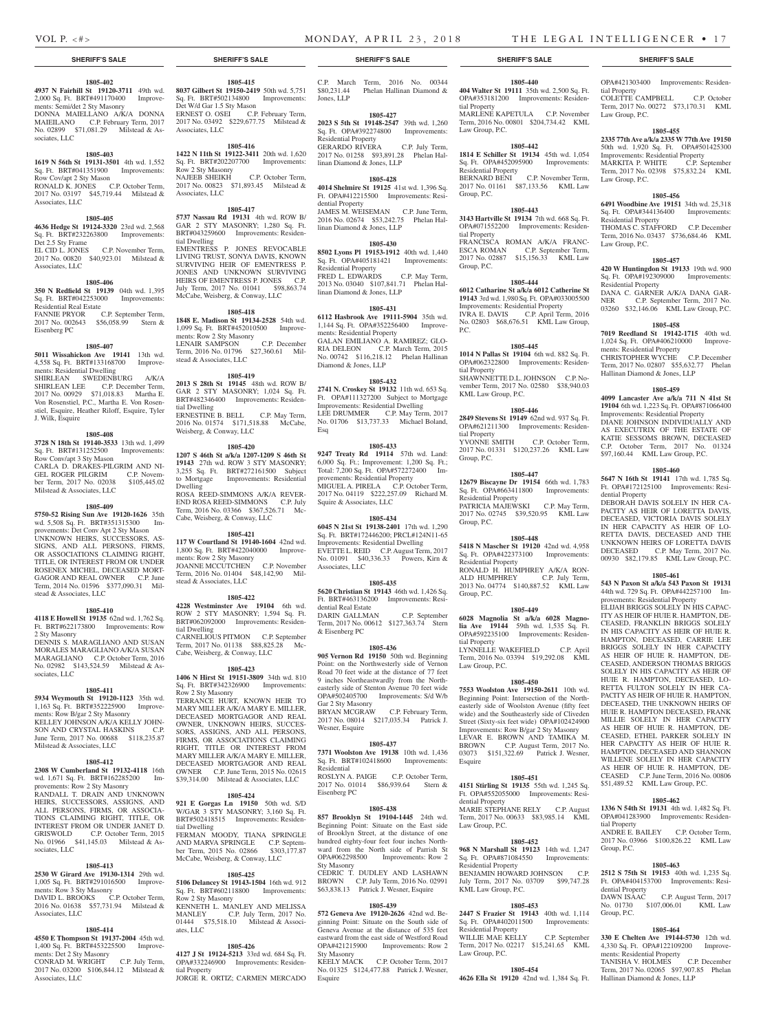## SHERIFF'S SALE

**1805-402**
**4937 N Fairhill St 19120-3711** 49th wd. 2,000 Sq. Ft. BRT#491170400 Improvements: Semi/det 2 Sty Masonry
DONNA MAIELLANO A/K/A DONNA MAIEILANO C.P. February Term, 2017 No. 02899 $71,081.29 Milstead & Associates, LLC

**1805-403**
**1619 N 56th St 19131-3501** 4th wd. 1,552 Sq. Ft. BRT#041351900 Improvements: Row Cov/apt 2 Sty Mason
RONALD K. JONES C.P. October Term, 2017 No. 03197 $45,719.44 Milstead & Associates, LLC

**1805-405**
**4636 Hedge St 19124-3320** 23rd wd. 2,568 Sq. Ft. BRT#232263800 Improvements: Det 2.5 Sty Frame
EL CID L. JONES C.P. November Term, 2017 No. 00820 $40,923.01 Milstead & Associates, LLC

**1805-406**
**350 N Redfield St 19139** 04th wd. 1,395 Sq. Ft. BRT#042253000 Improvements: Residential Real Estate
FANNIE PRYOR C.P. September Term, 2017 No. 02643 $56,058.99 Stern & Eisenberg PC

**1805-407**
**5011 Wissahickon Ave 19141** 13th wd. 4,558 Sq. Ft. BRT#133168700 Improvements: Residential Dwelling
SHIRLEAN SWEDENBURG A/K/A SHIRLEAN LEE C.P. December Term, 2017 No. 00929 $71,018.83 Martha E. Von Rosenstiel, P.C., Martha E. Von Rosenstiel, Esquire, Heather Riloff, Esquire, Tyler J. Wilk, Esquire

**1805-408**
**3728 N 18th St 19140-3533** 13th wd. 1,499 Sq. Ft. BRT#131252500 Improvements: Row Conv/apt 3 Sty Mason
CARLA D. DRAKES-PILGRIM AND NIGEL ROGER PILGRIM C.P. November Term, 2017 No. 02038 $105,445.02 Milstead & Associates, LLC

**1805-409**
**5750-52 Rising Sun Ave 19120-1626** 35th wd. 5,508 Sq. Ft. BRT#351315300 Improvements: Det Conv Apt 2 Sty Mason
UNKNOWN HEIRS, SUCCESSORS, ASSIGNS, AND ALL PERSONS, FIRMS, OR ASSOCIATIONS CLAIMING RIGHT, TITLE, OR INTEREST FROM OR UNDER ROSENEX MICHEL, DECEASED MORTGAGOR AND REAL OWNER C.P. June Term, 2014 No. 01596 $377,090.31 Milstead & Associates, LLC

**1805-410**
**4118 E Howell St 19135** 62nd wd. 1,762 Sq. Ft. BRT#622173800 Improvements: Row 2 Sty Masonry
DENNIS S. MARAGLIANO AND SUSAN MORALES MARAGLIANO A/K/A SUSAN MARAGLIANO C.P. October Term, 2016 No. 02982 $143,524.59 Milstead & Associates, LLC

**1805-411**
**5934 Weymouth St 19120-1123** 35th wd. 1,163 Sq. Ft. BRT#352225900 Improvements: Row B/gar 2 Sty Masonry
KELLEY JOHNSON A/K/A KELLY JOHNSON AND CRYSTAL HASKINS C.P. June Term, 2017 No. 00688 $118,235.87 Milstead & Associates, LLC

**1805-412**
**2308 W Cumberland St 19132-4118** 16th wd. 1,671 Sq. Ft. BRT#162285200 Improvements: Row 2 Sty Masonry
RANDALL T. DRAIN AND UNKNOWN HEIRS, SUCCESSORS, ASSIGNS, AND ALL PERSONS, FIRMS, OR ASSOCIATIONS CLAIMING RIGHT, TITLE, OR INTEREST FROM OR UNDER JANET D. GRISWOLD C.P. October Term, 2015 No. 01966 $41,145.03 Milstead & Associates, LLC

**1805-413**
**2530 W Girard Ave 19130-1314** 29th wd. 1,005 Sq. Ft. BRT#291016500 Improvements: Row 3 Sty Masonry
DAVID L. BROOKS C.P. October Term, 2016 No. 01638 $57,731.94 Milstead & Associates, LLC

**1805-414**
**4550 E Thompson St 19137-2004** 45th wd. 1,400 Sq. Ft. BRT#453225500 Improvements: Det 2 Sty Masonry
CONRAD M. WRIGHT C.P. July Term, 2017 No. 03200 $106,844.12 Milstead & Associates, LLC

**1805-415**
**8037 Gilbert St 19150-2419** 50th wd. 5,751 Sq. Ft. BRT#502134800 Improvements: Det W/d Gar 1.5 Sty Mason
ERNEST O. OSEI C.P. February Term, 2017 No. 03492 $229,677.75 Milstead & Associates, LLC

**1805-416**
**1422 N 11th St 19122-3411** 20th wd. 1,620 Sq. Ft. BRT#202207700 Improvements: Row 2 Sty Masonry
NAJEEB SHEIKH C.P. October Term, 2017 No. 00823 $71,893.45 Milstead & Associates, LLC

**1805-417**
**5737 Nassau Rd 19131** 4th wd. ROW B/GAR 2 STY MASONRY; 1,280 Sq. Ft. BRT#043259600 Improvements: Residential Dwelling
EMENTRESS P. JONES REVOCABLE LIVING TRUST, SONYA DAVIS, KNOWN SURVIVING HEIR OF EMENTRESS P. JONES AND UNKNOWN SURVIVING HEIRS OF EMENTRESS P. JONES C.P. July Term, 2017 No. 01041 $98,863.74 McCabe, Weisberg, & Conway, LLC

**1805-418**
**1848 E. Madison St 19134-2528** 54th wd. 1,099 Sq. Ft. BRT#452010500 Improvements: Row 2 Sty Masonry
LENAIR SAMPSON C.P. December Term, 2016 No. 01796 $27,360.61 Milstead & Associates, LLC

**1805-419**
**2013 S 28th St 19145** 48th wd. ROW B/GAR 2 STY MASONRY; 1,024 Sq. Ft. BRT#482346400 Improvements: Residential Dwelling
ERNESTINE B. BELL C.P. May Term, 2016 No. 01574 $171,518.88 McCabe, Weisberg, & Conway, LLC

**1805-420**
**1207 S 46th St a/k/a 1207-1209 S 46th St 19143** 27th wd. ROW 3 STY MASONRY; 3,255 Sq. Ft. BRT#272161500 Subject to Mortgage Improvements: Residential Dwelling
ROSA REED-SIMMONS A/K/A REVEREND ROSA REED-SIMMONS C.P. July Term, 2016 No. 03366 $367,526.71 McCabe, Weisberg, & Conway, LLC

**1805-421**
**117 W Courtland St 19140-1604** 42nd wd. 1,800 Sq. Ft. BRT#422040000 Improvements: Row 2 Sty Masonry
JOANNE MCCUTCHEN C.P. November Term, 2016 No. 01404 $48,142.90 Milstead & Associates, LLC

**1805-422**
**4228 Westminster Ave 19104** 6th wd. ROW 2 STY MASONRY; 1,594 Sq. Ft. BRT#062092000 Improvements: Residential Dwelling
CARNELIOUS PITMON C.P. September Term, 2017 No. 01138 $88,825.28 McCabe, Weisberg, & Conway, LLC

**1805-423**
**1406 N Hirst St 19151-3809** 34th wd. 810 Sq. Ft. BRT#342326900 Improvements: Row 2 Sty Masonry
TERRANCE HURT, KNOWN HEIR TO MARY MILLER A/K/A MARY E. MILLER, DECEASED MORTGAGOR AND REAL OWNER, UNKNOWN HEIRS, SUCCESSORS, ASSIGNS, AND ALL PERSONS, FIRMS, OR ASSOCIATIONS CLAIMING RIGHT, TITLE OR INTEREST FROM MARY MILLER A/K/A MARY E. MILLER, DECEASED MORTGAGOR AND REAL OWNER C.P. June Term, 2015 No. 02615 $39,314.00 Milstead & Associates, LLC

**1805-424**
**921 E Gorgas Ln 19150** 50th wd. S/D W/GAR 3 STY MASONRY; 3,160 Sq. Ft. BRT#502418515 Improvements: Residential Dwelling
FERMAN MOODY, TIANA SPRINGLE AND MARVA SPRINGLE C.P. September Term, 2015 No. 02866 $303,177.87 McCabe, Weisberg, & Conway, LLC

**1805-425**
**5106 Delancey St 19143-1504** 16th wd. 912 Sq. Ft. BRT#602118800 Improvements: Row 2 Sty Masonry
KENNETH L. MANLEY AND MELISSA MANLEY C.P. July Term, 2017 No. 01444 $75,518.10 Milstead & Associates, LLC

**1805-426**
**4127 J St 19124-5213** 33rd wd. 684 Sq. Ft. OPA#332246900 Improvements: Residential Property
JORGE R. ORTIZ; CARMEN MERCADO C.P. March Term, 2016 No. 00344 $80,231.44 Phelan Hallinan Diamond & Jones, LLP

**1805-427**
**2023 S 5th St 19148-2547** 39th wd. 1,260 Sq. Ft. OPA#392274800 Improvements: Residential Property
GERARDO RIVERA C.P. July Term, 2017 No. 01258 $93,891.28 Phelan Hallinan Diamond & Jones, LLP

**1805-428**
**4014 Shelmire St 19125** 41st wd. 1,396 Sq. Ft. OPA#412215500 Improvements: Residential Property
JAMES M. WEISEMAN C.P. June Term, 2016 No. 02674 $53,242.75 Phelan Hallinan Diamond & Jones, LLP

**1805-430**
**8502 Lyons Pl 19153-1912** 40th wd. 1,440 Sq. Ft. OPA#405181421 Improvements: Residential Property
FRED L. EDWARDS C.P. May Term, 2013 No. 03040 $107,841.71 Phelan Hallinan Diamond & Jones, LLP

**1805-431**
**6112 Hasbrook Ave 19111-5904** 35th wd. 1,144 Sq. Ft. OPA#352256400 Improvements: Residential Property
GALAN EMILIANO A. RAMIREZ; GLORIA DELEON C.P. March Term, 2015 No. 00742 $116,218.12 Phelan Hallinan Diamond & Jones, LLP

**1805-432**
**2741 N. Croskey St 19132** 11th wd. 653 Sq. Ft. OPA#111327200 Subject to Mortgage Improvements: Residential Dwelling
LEE DRUMMER C.P. May Term, 2017 No. 01706 $13,737.33 Michael Boland, Esq

**1805-433**
**9247 Treaty Rd 19114** 57th wd. Land: 6,000 Sq. Ft.; Improvement: 1,200 Sq. Ft.; Total: 7,200 Sq. Ft. OPA#572272400 Improvements: Residential Property
MIGUEL A. PIRELA C.P. October Term, 2017 No. 04119 $222,257.09 Richard M. Squire & Associates, LLC

**1805-434**
**6045 N 21st St 19138-2401** 17th wd. 1,290 Sq. Ft. BRT#172446200; PRCL#124N11-65 Improvements: Residential Dwelling
EVETTE L. REID C.P. August Term, 2017 No. 01091 $40,336.33 Powers, Kirn & Associates, LLC

**1805-435**
**5620 Christian St 19143** 46th wd. 1,426 Sq. Ft. BRT#463136200 Improvements: Residential Real Estate
DARIN GALLMAN C.P. September Term, 2017 No. 00612 $127,363.74 Stern & Eisenberg PC

**1805-436**
**905 Vernon Rd 19150** 50th wd. Beginning Point: on the Northwesterly side of Vernon Road 70 feet wide at the distance of 77 feet 9 inches Northeastwardly from the Northeasterly side of Stenton Avenue 70 feet wide OPA#502405700 Improvements: S/d W/b Gar 2 Sty Masonry
BRYAN MCGRAW C.P. February Term, 2017 No. 08014 $217,035.34 Patrick J. Wesner, Esquire

**1805-437**
**7371 Woolston Ave 19138** 10th wd. 1,436 Sq. Ft. BRT#102418600 Improvements: Residential
ROSLYN A. PAIGE C.P. October Term, 2017 No. 01014 $86,939.64 Stern & Eisenberg PC

**1805-438**
**857 Brooklyn St 19104-1445** 24th wd. Beginning Point: Situate on the East side of Brooklyn Street, at the distance of one hundred eighty-four feet four inches Northward from the North side of Parrish St OPA#062298500 Improvements: Row 2 Sty Masonry
CEDRIC T. DUDLEY AND LASHAWN BROWN C.P. July Term, 2016 No. 02991 $63,838.13 Patrick J. Wesner, Esquire

**1805-439**
**572 Geneva Ave 19120-2626** 42nd wd. Beginning Point: Situate on the South side of Geneva Avenue at the distance of 535 feet eastward from the east side of Westford Road OPA#421215900 Improvements: Row 2 Sty Masonry
KEELY MACK C.P. October Term, 2017 No. 01325 $124,477.88 Patrick J. Wesner, Esquire

**1805-440**
**404 Walter St 19111** 35th wd. 2,500 Sq. Ft. OPA#353181200 Improvements: Residential Property
MARLENE KAPETULA C.P. November Term, 2016 No. 00801 $204,734.42 KML Law Group, P.C.

**1805-442**
**1814 E Schiller St 19134** 45th wd. 1,054 Sq. Ft. OPA#452095900 Improvements: Residential Property
BERNARD BENI C.P. November Term, 2017 No. 01161 $87,133.56 KML Law Group, P.C.

**1805-443**
**3143 Hartville St 19134** 7th wd. 668 Sq. Ft. OPA#071552200 Improvements: Residential Property
FRANCISCA ROMAN A/K/A FRANCESCA ROMAN C.P. September Term, 2017 No. 02887 $15,156.33 KML Law Group, P.C.

**1805-444**
**6012 Catharine St a/k/a 6012 Catherine St 19143** 3rd wd. 1,980 Sq. Ft. OPA#033005500 Improvements: Residential Property
IVRA E. DAVIS C.P. April Term, 2016 No. 02803 $68,676.51 KML Law Group, P.C.

**1805-445**
**1014 N Pallas St 19104** 6th wd. 882 Sq. Ft. OPA#062322800 Improvements: Residential Property
SHAWNNETTE D.L. JOHNSON C.P. November Term, 2017 No. 02580 $38,940.03 KML Law Group, P.C.

**1805-446**
**2849 Stevens St 19149** 62nd wd. 937 Sq. Ft. OPA#621211300 Improvements: Residential Property
YVONNE SMITH C.P. October Term, 2017 No. 01331 $120,237.26 KML Law Group, P.C.

**1805-447**
**12679 Biscayne Dr 19154** 66th wd. 1,783 Sq. Ft. OPA#663411800 Improvements: Residential Property
PATRICIA MAJEWSKI C.P. May Term, 2017 No. 02745 $39,520.95 KML Law Group, P.C.

**1805-448**
**5418 N Mascher St 19120** 42nd wd. 4,958 Sq. Ft. OPA#422373100 Improvements: Residential Property
RONALD H. HUMPHREY A/K/A RONALD HUMPHREY C.P. July Term, 2013 No. 04774 $140,887.52 KML Law Group, P.C.

**1805-449**
**6028 Magnolia St a/k/a 6028 Magnolia Ave 19144** 59th wd. 1,535 Sq. Ft. OPA#592235100 Improvements: Residential Property
LYNNELLE WAKEFIELD C.P. April Term, 2016 No. 03394 $19,292.08 KML Law Group, P.C.

**1805-450**
**7553 Woolston Ave 19150-2611** 10th wd. Beginning Point: Intersection of the Northeasterly side of Woolston Avenue (fifty feet wide) and the Southeasterly side of Cliveden Street (Sixty-six feet wide) OPA#102424900 Improvements: Row B/gar 2 Sty Masonry
LEVAR E. BROWN AND TAMIKA M. BROWN C.P. August Term, 2017 No. 03073 $151,322.69 Patrick J. Wesner, Esquire

**1805-451**
**4151 Stirling St 19135** 55th wd. 1,245 Sq. Ft. OPA#552055000 Improvements: Residential Property
MARIE STEPHANE RELY C.P. August Term, 2017 No. 00633 $83,985.14 KML Law Group, P.C.

**1805-452**
**968 N Marshall St 19123** 14th wd. 1,247 Sq. Ft. OPA#871084550 Improvements: Residential Property
BENJAMIN HOWARD JOHNSON C.P. July Term, 2017 No. 03709 $99,747.28 KML Law Group, P.C.

**1805-453**
**2447 S Frazier St 19143** 40th wd. 1,114 Sq. Ft. OPA#402011500 Improvements: Residential Property
WILLIE MAE KELLY C.P. September Term, 2017 No. 02217 $15,241.65 KML Law Group, P.C.

**1805-454**
**4626 Ella St 19120** 42nd wd. 1,384 Sq. Ft. OPA#421303400 Improvements: Residential Property
COLETTE CAMPBELL C.P. October Term, 2017 No. 00272 $73,170.31 KML Law Group, P.C.

**1805-455**
**2335 77th Ave a/k/a 2335 W 77th Ave 19150** 50th wd. 1,920 Sq. Ft. OPA#501425300 Improvements: Residential Property
MARKITA P. WHITE C.P. September Term, 2017 No. 02398 $75,832.24 KML Law Group, P.C.

**1805-456**
**6491 Woodbine Ave 19151** 34th wd. 25,318 Sq. Ft. OPA#344136400 Improvements: Residential Property
THOMAS C. STAFFORD C.P. December Term, 2016 No. 03437 $736,684.46 KML Law Group, P.C.

**1805-457**
**420 W Huntingdon St 19133** 19th wd. 900 Sq. Ft. OPA#192309000 Improvements: Residential Property
DANA C. GARNER A/K/A DANA GARNER C.P. September Term, 2017 No. 03260 $32,146.06 KML Law Group, P.C.

**1805-458**
**7019 Reedland St 19142-1715** 40th wd. 1,024 Sq. Ft. OPA#406210000 Improvements: Residential Property
CHRISTOPHER WYCHE C.P. December Term, 2017 No. 02807 $55,632.77 Phelan Hallinan Diamond & Jones, LLP

**1805-459**
**4099 Lancaster Ave a/k/a 711 N 41st St 19104** 6th wd. 1,223 Sq. Ft. OPA#871066400 Improvements: Residential Property
DIANE JOHNSON INDIVIDUALLY AND AS EXECUTRIX OF THE ESTATE OF KATIE SESSOMS BROWN, DECEASED C.P. October Term, 2017 No. 01324 $97,160.44 KML Law Group, P.C.

**1805-460**
**5647 N 16th St 19141** 17th wd. 1,785 Sq. Ft. OPA#172125100 Improvements: Residential Property
DEBORAH DAVIS SOLELY IN HER CAPACITY AS HEIR OF LORETTA DAVIS, DECEASED, VICTORIA DAVIS SOLELY IN HER CAPACITY AS HEIR OF LORETTA DAVIS, DECEASED AND THE UNKNOWN HEIRS OF LORETTA DAVIS DECEASED C.P. May Term, 2017 No. 00930 $82,179.85 KML Law Group, P.C.

**1805-461**
**543 N Paxon St a/k/a 543 Paxon St 19131** 44th wd. 729 Sq. Ft. OPA#442257100 Improvements: Residential Property
ELIJAH BRIGGS SOLELY IN HIS CAPACITY AS HEIR OF HUIE R. HAMPTON, DECEASED, FRANKLIN BRIGGS SOLELY IN HIS CAPACITY AS HEIR OF HUIE R. HAMPTON, DECEASED, CARRIE LEE BRIGGS SOLELY IN HER CAPACITY AS HEIR OF HUIE R. HAMPTON, DECEASED, ANDERSON THOMAS BRIGGS SOLELY IN HIS CAPACITY AS HEIR OF HUIE R. HAMPTON, DECEASED, LORETTA FULTON SOLELY IN HER CAPACITY AS HEIR OF HUIE R. HAMPTON, DECEASED, THE UNKNOWN HEIRS OF HUIE R. HAMPTON DECEASED, FRANK MILLIE SOLELY IN HER CAPACITY AS HEIR OF HUIE R. HAMPTON, DECEASED, ETHEL PARKER SOLELY IN HER CAPACITY AS HEIR OF HUIE R. HAMPTON, DECEASED AND SHANNON WILLENE SOLELY IN HER CAPACITY AS HEIR OF HUIE R. HAMPTON, DECEASED C.P. June Term, 2016 No. 00806 $51,489.52 KML Law Group, P.C.

**1805-462**
**1336 N 54th St 19131** 4th wd. 1,482 Sq. Ft. OPA#041283900 Improvements: Residential Property
ANDRE E. BAILEY C.P. October Term, 2017 No. 03966 $100,826.22 KML Law Group, P.C.

**1805-463**
**2512 S 75th St 19153** 40th wd. 1,235 Sq. Ft. OPA#404153700 Improvements: Residential Property
DAWN ISAAC C.P. August Term, 2017 No. 01730 $107,006.01 KML Law Group, P.C.

**1805-464**
**330 E Chelten Ave 19144-5730** 12th wd. 4,330 Sq. Ft. OPA#122109200 Improvements: Residential Property
TANISHA V. HOLMES C.P. December Term, 2017 No. 02065 $97,907.85 Phelan Hallinan Diamond & Jones, LLP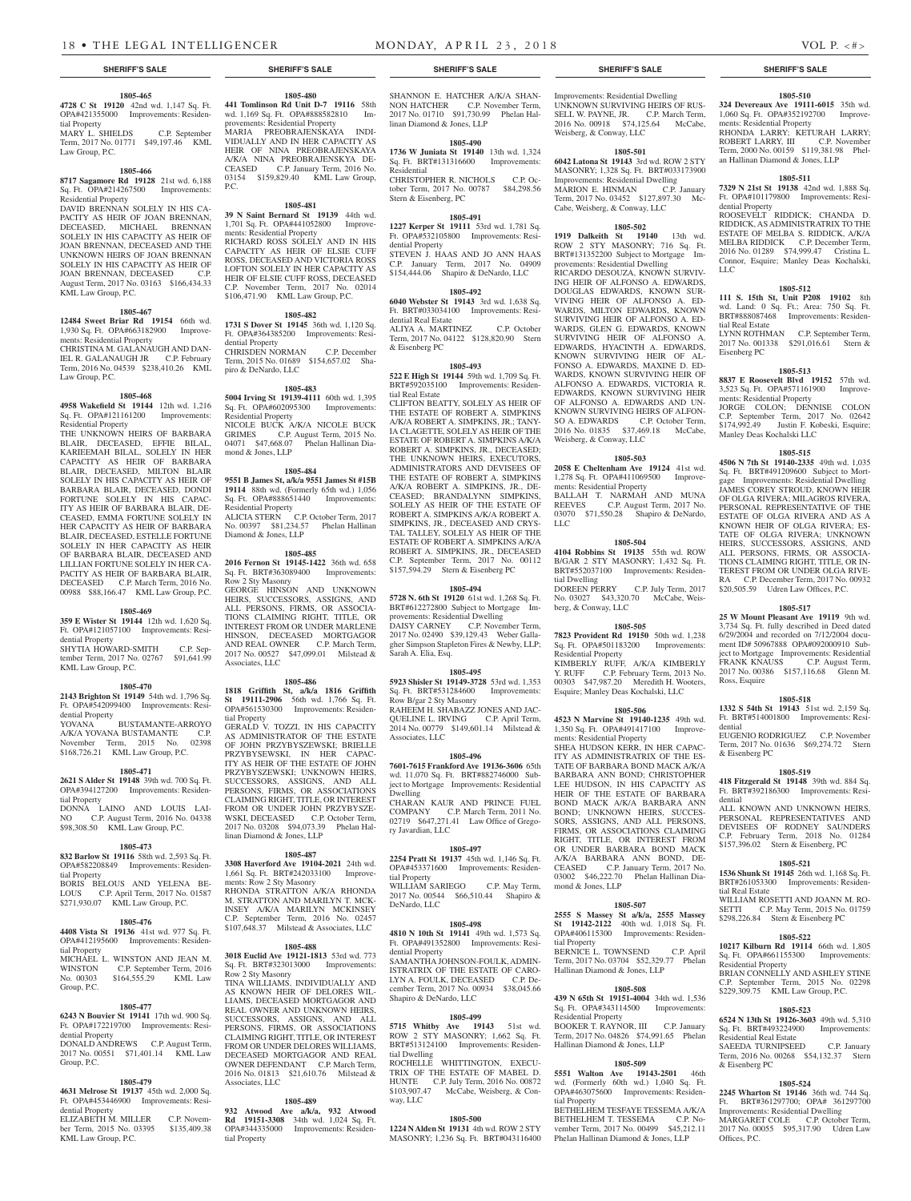**SHERIFF'S SALE**

**1805-465**

**4728 C St 19120** 42nd wd. 1,147 Sq. Ft. OPA#421355000 Improvements: Residential Property

MARY L. SHIELDS C.P. September Term, 2017 No. 01771 $49,197.46 KML Law Group, P.C.

**1805-466**

**8717 Sagamore Rd 19128** 21st wd. 6,188 Sq. Ft. OPA#214267500 Improvements: Residential Property

DAVID BRENNAN SOLELY IN HIS CAPACITY AS HEIR OF JOAN BRENNAN, DECEASED, MICHAEL BRENNAN SOLELY IN HIS CAPACITY AS HEIR OF JOAN BRENNAN, DECEASED AND THE UNKNOWN HEIRS OF JOAN BRENNAN SOLELY IN HIS CAPACITY AS HEIR OF JOAN BRENNAN, DECEASED C.P. August Term, 2017 No. 03163 $166,434.33 KML Law Group, P.C.

**1805-467**

**12484 Sweet Briar Rd 19154** 66th wd. 1,930 Sq. Ft. OPA#663182900 Improvements: Residential Property

CHRISTINA M. GALANAUGH AND DANIEL R. GALANAUGH JR C.P. February Term, 2016 No. 04539 $238,410.26 KML Law Group, P.C.

**1805-468**

**4958 Wakefield St 19144** 12th wd. 1,216 Sq. Ft. OPA#121161200 Improvements: Residential Property

THE UNKNOWN HEIRS OF BARBARA BLAIR, DECEASED, EFFIE BILAL, KARIEEMAH BILAL, SOLELY IN HER CAPACITY AS HEIR OF BARBARA BLAIR, DECEASED, MILTON BLAIR SOLELY IN HIS CAPACITY AS HEIR OF BARBARA BLAIR, DECEASED, DONDI FORTUNE SOLELY IN HIS CAPACITY AS HEIR OF BARBARA BLAIR, DECEASED, EMMA FORTUNE SOLELY IN HER CAPACITY AS HEIR OF BARBARA BLAIR, DECEASED, ESTELLE FORTUNE SOLELY IN HER CAPACITY AS HEIR OF BARBARA BLAIR, DECEASED AND LILLIAN FORTUNE SOLELY IN HER CAPACITY AS HEIR OF BARBARA BLAIR, DECEASED C.P. March Term, 2016 No. 00988 $88,166.47 KML Law Group, P.C.

**1805-469**

**359 E Wister St 19144** 12th wd. 1,620 Sq. Ft. OPA#121057100 Improvements: Residential Property

SHYTIA HOWARD-SMITH C.P. September Term, 2017 No. 02767 $91,641.99 KML Law Group, P.C.

**1805-470**

**2143 Brighton St 19149** 54th wd. 1,796 Sq. Ft. OPA#542099400 Improvements: Residential Property

YOVANA BUSTAMANTE-ARROYO A/K/A YOVANA BUSTAMANTE C.P. November Term, 2015 No. 02398 $168,726.21 KML Law Group, P.C.

**1805-471**

**2621 S Alder St 19148** 39th wd. 700 Sq. Ft. OPA#394127200 Improvements: Residential Property

DONNA LAINO AND LOUIS LAINO C.P. August Term, 2016 No. 04338 $98,308.50 KML Law Group, P.C.

**1805-473**

**832 Barlow St 19116** 58th wd. 2,593 Sq. Ft. OPA#582208849 Improvements: Residential Property

BORIS BELOUS AND YELENA BELOUS C.P. April Term, 2017 No. 01587 $271,930.07 KML Law Group, P.C.

**1805-476**

**4408 Vista St 19136** 41st wd. 977 Sq. Ft. OPA#412195600 Improvements: Residential Property

MICHAEL L. WINSTON AND JEAN M. WINSTON C.P. September Term, 2016 No. 00303 $164,555.29 KML Law Group, P.C.

**1805-477**

**6243 N Bouvier St 19141** 17th wd. 900 Sq. Ft. OPA#172219700 Improvements: Residential Property

DONALD ANDREWS C.P. August Term, 2017 No. 00551 $71,401.14 KML Law Group, P.C.

**1805-479**

**4631 Melrose St 19137** 45th wd. 2,000 Sq. Ft. OPA#453446900 Improvements: Residential Property

ELIZABETH M. MILLER C.P. November Term, 2015 No. 03395 $135,409.38 KML Law Group, P.C.

**1805-480**

**441 Tomlinson Rd Unit D-7 19116** 58th wd. 1,169 Sq. Ft. OPA#888582810 Improvements: Residential Property

MARIA PREOBRAJENSKAYA INDIVIDUALLY AND IN HER CAPACITY AS HEIR OF NINA PREOBRAJENSKAYA A/K/A NINA PREOBRAJENSKYA DECEASED C.P. January Term, 2016 No. 03154 $159,829.40 KML Law Group, P.C.

**1805-481**

**39 N Saint Bernard St 19139** 44th wd. 1,701 Sq. Ft. OPA#441052800 Improvements: Residential Property

RICHARD ROSS SOLELY AND IN HIS CAPACITY AS HEIR OF ELSIE CUFF ROSS, DECEASED AND VICTORIA ROSS LOFTON SOLELY IN HER CAPACITY AS HEIR OF ELSIE CUFF ROSS, DECEASED C.P. November Term, 2017 No. 02014 $106,471.90 KML Law Group, P.C.

**1805-482**

**1731 S Dover St 19145** 36th wd. 1,120 Sq. Ft. OPA#364385200 Improvements: Residential Property

CHRISDEN NORMAN C.P. December Term, 2015 No. 01689 $154,657.02 Shapiro & DeNardo, LLC

**1805-483**

**5004 Irving St 19139-4111** 60th wd. 1,395 Sq. Ft. OPA#602095300 Improvements: Residential Property

NICOLE BUCK A/K/A NICOLE BUCK GRIMES C.P. August Term, 2015 No. 04071 $47,668.07 Phelan Hallinan Diamond & Jones, LLP

**1805-484**

**9551 B James St, a/k/a 9551 James St #15B 19114** 88th wd. (Formerly 65th wd.) 1,056 Sq. Ft. OPA#888651440 Improvements: Residential Property

ALICIA STERN C.P. October Term, 2017 No. 00397 $81,234.57 Phelan Hallinan Diamond & Jones, LLP

**1805-485**

**2016 Fernon St 19145-1422** 36th wd. 658 Sq. Ft. BRT#363089400 Improvements: Row 2 Sty Masonry

GEORGE HINSON AND UNKNOWN HEIRS, SUCCESSORS, ASSIGNS, AND ALL PERSONS, FIRMS, OR ASSOCIATIONS CLAIMING RIGHT, TITLE, OR INTEREST FROM OR UNDER MARLENE HINSON, DECEASED MORTGAGOR AND REAL OWNER C.P. March Term, 2017 No. 00527 $47,099.01 Milstead & Associates, LLC

**1805-486**

**1818 Griffith St, a/k/a 1816 Griffith St 19111-2906** 56th wd. 1,766 Sq. Ft. OPA#561530300 Improvements: Residential Property

GERALD V. TOZZI, IN HIS CAPACITY AS ADMINISTRATOR OF THE ESTATE OF JOHN PRZYBYSZEWSKI; BRIELLE PRZYBYSEWSKI, IN HER CAPACITY AS HEIR OF THE ESTATE OF JOHN PRZYBYSZEWSKI; UNKNOWN HEIRS, SUCCESSORS, ASSIGNS, AND ALL PERSONS, FIRMS, OR ASSOCIATIONS CLAIMING RIGHT, TITLE, OR INTEREST FROM OR UNDER JOHN PRZYBYSZEWSKI, DECEASED C.P. October Term, 2017 No. 03208 $94,073.39 Phelan Hallinan Diamond & Jones, LLP

**1805-487**

**3308 Haverford Ave 19104-2021** 24th wd. 1,661 Sq. Ft. BRT#242033100 Improvements: Row 2 Sty Masonry

RHONDA STRATTON A/K/A RHONDA M. STRATTON AND MARILYN T. MCKINSEY A/K/A MARILYN MCKINSEY C.P. September Term, 2016 No. 02457 $107,648.37 Milstead & Associates, LLC

**1805-488**

**3018 Euclid Ave 19121-1813** 53rd wd. 773 Sq. Ft. BRT#323013000 Improvements: Row 2 Sty Masonry

TINA WILLIAMS, INDIVIDUALLY AND AS KNOWN HEIR OF DELORES WILLIAMS, DECEASED MORTGAGOR AND REAL OWNER AND UNKNOWN HEIRS, SUCCESSORS, ASSIGNS, AND ALL PERSONS, FIRMS, OR ASSOCIATIONS CLAIMING RIGHT, TITLE, OR INTEREST FROM OR UNDER DELORES WILLIAMS, DECEASED MORTGAGOR AND REAL OWNER DEFENDANT C.P. March Term, 2016 No. 01813 $21,610.76 Milstead & Associates, LLC

**1805-489**

**932 Atwood Ave a/k/a, 932 Atwood Rd 19151-3308** 34th wd. 1,024 Sq. Ft. OPA#344335000 Improvements: Residential Property

SHANNON E. HATCHER A/K/A SHANNON HATCHER C.P. November Term, 2017 No. 01710 $91,730.99 Phelan Hallinan Diamond & Jones, LLP

**1805-490**

**1736 W Juniata St 19140** 13th wd. 1,324 Sq. Ft. BRT#131316600 Improvements: Residential

CHRISTOPHER R. NICHOLS C.P. October Term, 2017 No. 00787 $84,298.56 Stern & Eisenberg, PC

**1805-491**

**1227 Kerper St 19111** 53rd wd. 1,781 Sq. Ft. OPA#532105800 Improvements: Residential Property

STEVEN J. HAAS AND JO ANN HAAS C.P. January Term, 2017 No. 04909 $154,444.06 Shapiro & DeNardo, LLC

**1805-492**

**6040 Webster St 19143** 3rd wd. 1,638 Sq. Ft. BRT#033034100 Improvements: Residential Real Estate

ALIYA A. MARTINEZ C.P. October Term, 2017 No. 04122 $128,820.90 Stern & Eisenberg PC

**1805-493**

**522 E High St 19144** 59th wd. 1,709 Sq. Ft. BRT#592035100 Improvements: Residential Real Estate

CLIFTON BEATTY, SOLELY AS HEIR OF THE ESTATE OF ROBERT A. SIMPKINS A/K/A ROBERT A. SIMPKINS, JR.; TANYIA CLAGETTE, SOLELY AS HEIR OF THE ESTATE OF ROBERT A. SIMPKINS A/K/A ROBERT A. SIMPKINS, JR., DECEASED; THE UNKNOWN HEIRS, EXECUTORS, ADMINISTRATORS AND DEVISEES OF THE ESTATE OF ROBERT A. SIMPKINS A/K/A ROBERT A. SIMPKINS, JR., DECEASED; BRANDALYNN SIMPKINS, SOLELY AS HEIR OF THE ESTATE OF ROBERT A. SIMPKINS A/K/A ROBERT A. SIMPKINS, JR., DECEASED AND CRYSTAL TALLEY, SOLELY AS HEIR OF THE ESTATE OF ROBERT A. SIMPKINS A/K/A ROBERT A. SIMPKINS, JR., DECEASED C.P. September Term, 2017 No. 00112 $157,594.29 Stern & Eisenberg PC

**1805-494**

**5728 N. 6th St 19120** 61st wd. 1,268 Sq. Ft. BRT#612272800 Subject to Mortgage Improvements: Residential Dwelling

DAISY CARNEY C.P. November Term, 2017 No. 02490 $39,129.43 Weber Gallagher Simpson Stapleton Fires & Newby, LLP; Sarah A. Elia, Esq.

**1805-495**

**5923 Shisler St 19149-3728** 53rd wd. 1,353 Sq. Ft. BRT#531284600 Improvements: Row B/gar 2 Sty Masonry

RAHEEM H. SHABAZZ JONES AND JACQUELINE L. IRVING C.P. April Term, 2014 No. 00779 $149,601.14 Milstead & Associates, LLC

**1805-496**

**7601-7615 Frankford Ave 19136-3606** 65th wd. 11,070 Sq. Ft. BRT#882746000 Subject to Mortgage Improvements: Residential Dwelling

CHARAN KAUR AND PRINCE FUEL COMPANY C.P. March Term, 2011 No. 02719 $647,271.41 Law Office of Gregory Javardian, LLC

**1805-497**

**2254 Pratt St 19137** 45th wd. 1,146 Sq. Ft. OPA#453371600 Improvements: Residential Property

WILLIAM SARIEGO C.P. May Term, 2017 No. 00544 $66,510.44 Shapiro & DeNardo, LLC

**1805-498**

**4810 N 10th St 19141** 49th wd. 1,573 Sq. Ft. OPA#491352800 Improvements: Residential Property

SAMANTHA JOHNSON-FOULK, ADMINISTRATRIX OF THE ESTATE OF CAROLYN A. FOULK, DECEASED C.P. December Term, 2017 No. 00934 $38,045.66 Shapiro & DeNardo, LLC

**1805-499**

**5715 Whitby Ave 19143** 51st wd. ROW 2 STY MASONRY; 1,662 Sq. Ft. BRT#513124100 Improvements: Residential Dwelling

ROCHELLE WHITTINGTON, EXECUTRIX OF THE ESTATE OF MABEL D. HUNTE C.P. July Term, 2016 No. 00872 $103,907.47 McCabe, Weisberg, & Conway, LLC

**1805-500**

**1224 N Alden St 19131** 4th wd. ROW 2 STY MASONRY; 1,236 Sq. Ft. BRT#043116400 Improvements: Residential Dwelling

UNKNOWN SURVIVING HEIRS OF RUSSELL W. PAYNE, JR. C.P. March Term, 2016 No. 00918 $74,125.64 McCabe, Weisberg, & Conway, LLC

**1805-501**

**6042 Latona St 19143** 3rd wd. ROW 2 STY MASONRY; 1,328 Sq. Ft. BRT#033173900 Improvements: Residential Dwelling

MARION E. HINMAN C.P. January Term, 2017 No. 03452 $127,897.30 McCabe, Weisberg, & Conway, LLC

**1805-502**

**1919 Dalkeith St 19140** 13th wd. ROW 2 STY MASONRY; 716 Sq. Ft. BRT#131352200 Subject to Mortgage Improvements: Residential Dwelling

RICARDO DESOUZA, KNOWN SURVIVING HEIR OF ALFONSO A. EDWARDS, DOUGLAS EDWARDS, KNOWN SURVIVING HEIR OF ALFONSO A. EDWARDS, MILTON EDWARDS, KNOWN SURVIVING HEIR OF ALFONSO A. EDWARDS, GLEN G. EDWARDS, KNOWN SURVIVING HEIR OF ALFONSO A. EDWARDS, HYACINTH A. EDWARDS, KNOWN SURVIVING HEIR OF ALFONSO A. EDWARDS, MAXINE D. EDWARDS, KNOWN SURVIVING HEIR OF ALFONSO A. EDWARDS, VICTORIA R. EDWARDS, KNOWN SURVIVING HEIR OF ALFONSO A. EDWARDS AND UNKNOWN SURVIVING HEIRS OF ALFONSO A. EDWARDS C.P. October Term, 2016 No. 01835 $37,469.18 McCabe, Weisberg, & Conway, LLC

**1805-503**

**2058 E Cheltenham Ave 19124** 41st wd. 1,278 Sq. Ft. OPA#411069500 Improvements: Residential Property

BALLAH T. NARMAH AND MUNA REEVES C.P. August Term, 2017 No. 03070 $71,550.28 Shapiro & DeNardo, LLC

**1805-504**

**4104 Robbins St 19135** 55th wd. ROW B/GAR 2 STY MASONRY; 1,432 Sq. Ft. BRT#552037100 Improvements: Residential Dwelling

DOREEN PERRY C.P. July Term, 2017 No. 03027 $43,320.70 McCabe, Weisberg, & Conway, LLC

**1805-505**

**7823 Provident Rd 19150** 50th wd. 1,238 Sq. Ft. OPA#501183200 Improvements: Residential Property

KIMBERLY RUFF, A/K/A KIMBERLY Y. RUFF C.P. February Term, 2013 No. 00303 $47,987.20 Meredith H. Wooters, Esquire; Manley Deas Kochalski LLC

**1805-506**

**4523 N Marvine St 19140-1235** 49th wd. 1,350 Sq. Ft. OPA#491417100 Improvements: Residential Property

SHEA HUDSON KERR, IN HER CAPACITY AS ADMINISTRATRIX OF THE ESTATE OF BARBARA BOND MACK A/K/A BARBARA ANN BOND; CHRISTOPHER LEE HUDSON, IN HIS CAPACITY AS HEIR OF THE ESTATE OF BARBARA BOND MACK A/K/A BARBARA ANN BOND; UNKNOWN HEIRS, SUCCESSORS, ASSIGNS, AND ALL PERSONS, FIRMS, OR ASSOCIATIONS CLAIMING RIGHT, TITLE, OR INTEREST FROM OR UNDER BARBARA BOND MACK A/K/A BARBARA ANN BOND, DECEASED C.P. January Term, 2017 No. 03002 $46,222.70 Phelan Hallinan Diamond & Jones, LLP

**1805-507**

**2555 S Massey St a/k/a, 2555 Massey St 19142-2122** 40th wd. 1,018 Sq. Ft. OPA#406115300 Improvements: Residential Property

BERNICE L. TOWNSEND C.P. April Term, 2017 No. 03704 $52,329.77 Phelan Hallinan Diamond & Jones, LLP

**1805-508**

**439 N 65th St 19151-4004** 34th wd. 1,536 Sq. Ft. OPA#343114500 Improvements: Residential Property

BOOKER T. RAYNOR, III C.P. January Term, 2017 No. 04826 $74,991.65 Phelan Hallinan Diamond & Jones, LLP

**1805-509**

**5551 Walton Ave 19143-2501** 46th wd. (Formerly 60th wd.) 1,040 Sq. Ft. OPA#463075600 Improvements: Residential Property

BETHLEHEM TESFAYE TESSEMA A/K/A BETHELHEM T. TESSEMA C.P. November Term, 2017 No. 00499 $45,212.11 Phelan Hallinan Diamond & Jones, LLP

**1805-510**

**324 Devereaux Ave 19111-6015** 35th wd. 1,060 Sq. Ft. OPA#352192700 Improvements: Residential Property

RHONDA LARRY; KETURAH LARRY; ROBERT LARRY, III C.P. November Term, 2000 No. 00159 $119,381.98 Phelan Hallinan Diamond & Jones, LLP

**1805-511**

**7329 N 21st St 19138** 42nd wd. 1,888 Sq. Ft. OPA#101179800 Improvements: Residential Property

ROOSEVELT RIDDICK; CHANDA D. RIDDICK, AS ADMINISTRATRIX TO THE ESTATE OF MELBA S. RIDDICK, A/K/A MELBA RIDDICK C.P. December Term, 2016 No. 01289 $74,999.47 Cristina L. Connor, Esquire; Manley Deas Kochalski, LLC

**1805-512**

**111 S. 15th St, Unit P208 19102** 8th wd. Land: 0 Sq. Ft.; Area: 750 Sq. Ft. BRT#888087468 Improvements: Residential Real Estate

LYNN ROTHMAN C.P. September Term, 2017 No. 001338 $291,016.61 Stern & Eisenberg PC

**1805-513**

**8837 E Roosevelt Blvd 19152** 57th wd. 3,523 Sq. Ft. OPA#571161900 Improvements: Residential Property

JORGE COLON; DENNISE COLON C.P. September Term, 2017 No. 02642 $174,992.49 Justin F. Kobeski, Esquire; Manley Deas Kochalski LLC

**1805-515**

**4506 N 7th St 19140-2335** 49th wd. 1,035 Sq. Ft. BRT#491209600 Subject to Mortgage Improvements: Residential Dwelling

JAMES COREY STROUD, KNOWN HEIR OF OLGA RIVERA; MILAGROS RIVERA, PERSONAL REPRESENTATIVE OF THE ESTATE OF OLGA RIVERA AND AS A KNOWN HEIR OF OLGA RIVERA; ESTATE OF OLGA RIVERA; UNKNOWN HEIRS, SUCCESSORS, ASSIGNS, AND ALL PERSONS, FIRMS, OR ASSOCIATIONS CLAIMING RIGHT, TITLE, OR INTEREST FROM OR UNDER OLGA RIVERA C.P. December Term, 2017 No. 00932 $20,505.59 Udren Law Offices, P.C.

**1805-517**

**25 W Mount Pleasant Ave 19119** 9th wd. 3,734 Sq. Ft. fully described in Deed dated 6/29/2004 and recorded on 7/12/2004 document ID# 50967888 OPA#092000910 Subject to Mortgage Improvements: Residential

FRANK KNAUSS C.P. August Term, 2017 No. 00386 $157,116.68 Glenn M. Ross, Esquire

**1805-518**

**1332 S 54th St 19143** 51st wd. 2,159 Sq. Ft. BRT#514001800 Improvements: Residential

EUGENIO RODRIGUEZ C.P. November Term, 2017 No. 01636 $69,274.72 Stern & Eisenberg PC

**1805-519**

**418 Fitzgerald St 19148** 39th wd. 884 Sq. Ft. BRT#392186300 Improvements: Residential

ALL KNOWN AND UNKNOWN HEIRS, PERSONAL REPRESENTATIVES AND DEVISEES OF RODNEY SAUNDERS C.P. February Term, 2018 No. 01284 $157,396.02 Stern & Eisenberg, PC

**1805-521**

**1536 Shunk St 19145** 26th wd. 1,168 Sq. Ft. BRT#261053300 Improvements: Residential Real Estate

WILLIAM ROSETTI AND JOANN M. ROSETTI C.P. May Term, 2015 No. 01759 $298,226.84 Stern & Eisenberg PC

**1805-522**

**10217 Kilburn Rd 19114** 66th wd. 1,805 Sq. Ft. OPA#661155300 Improvements: Residential Property

BRIAN CONNELLY AND ASHLEY STINE C.P. September Term, 2015 No. 02298 $229,309.75 KML Law Group, P.C.

**1805-523**

**6524 N 13th St 19126-3603** 49th wd. 5,310 Sq. Ft. BRT#493224900 Improvements: Residential Real Estate

SAEEDA TURNIPSEED C.P. January Term, 2016 No. 00268 $54,132.37 Stern & Eisenberg PC

**1805-524**

**2245 Wharton St 19146** 36th wd. 744 Sq. Ft. BRT#361297700; OPA# 361297700 Improvements: Residential Dwelling

MARGARET COLE C.P. October Term, 2017 No. 00055 $95,317.90 Udren Law Offices, P.C.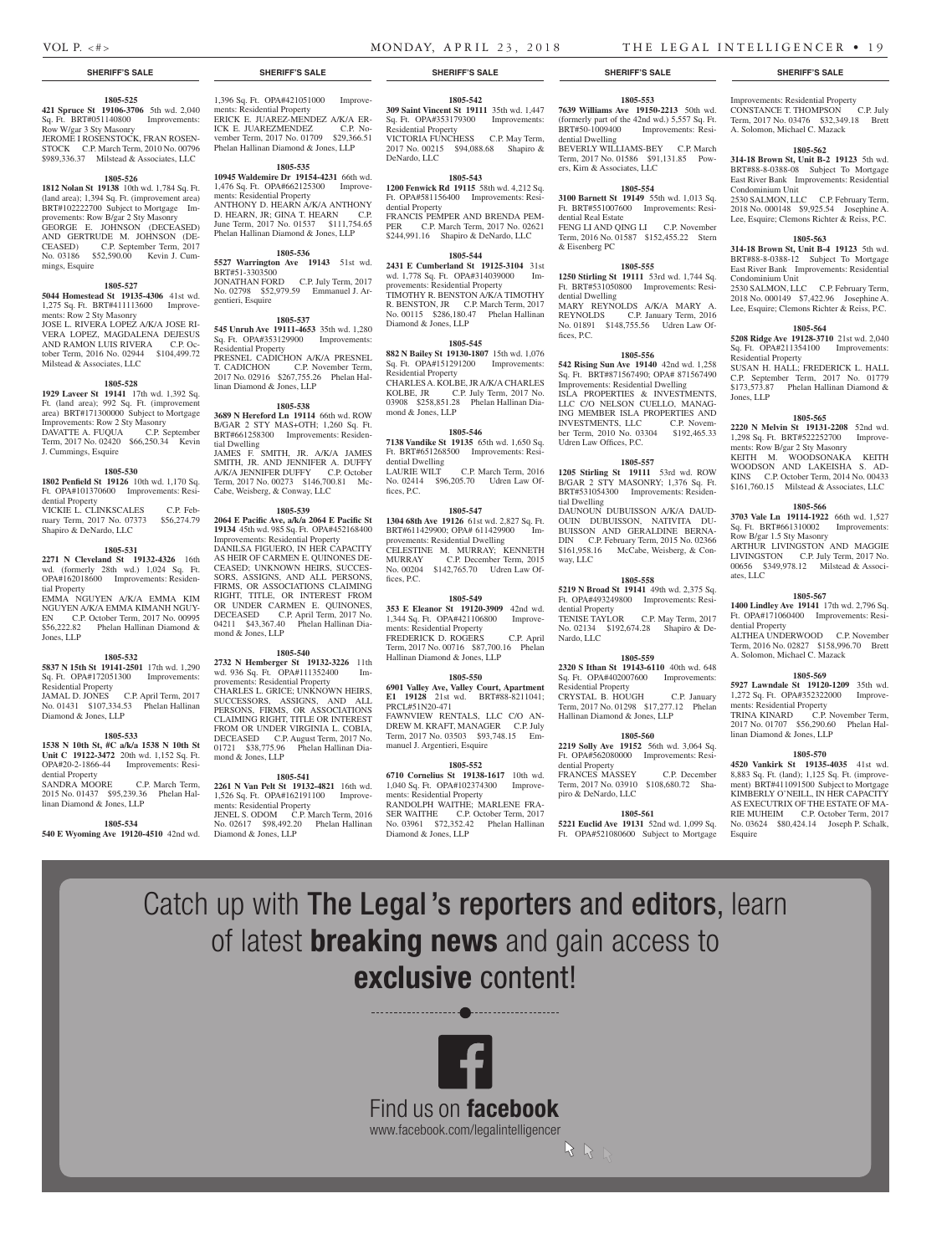SHERIFF'S SALE

**1805-525**

**421 Spruce St 19106-3706** 5th wd. 2,040 Sq. Ft. BRT#051140800 Improvements: Row W/gar 3 Sty Masonry
JEROME I ROSENSTOCK, FRAN ROSENSTOCK C.P. March Term, 2010 No. 00796 $989,336.37 Milstead & Associates, LLC

**1805-526**

**1812 Nolan St 19138** 10th wd. 1,784 Sq. Ft. (land area); 1,394 Sq. Ft. (improvement area) BRT#102222700 Subject to Mortgage Improvements: Row B/gar 2 Sty Masonry
GEORGE E. JOHNSON (DECEASED) AND GERTRUDE M. JOHNSON (DECEASED) C.P. September Term, 2017 No. 03186 $52,590.00 Kevin J. Cummings, Esquire

**1805-527**

**5044 Homestead St 19135-4306** 41st wd. 1,275 Sq. Ft. BRT#411113600 Improvements: Row 2 Sty Masonry
JOSE L. RIVERA LOPEZ A/K/A JOSE RIVERA LOPEZ, MAGDALENA DEJESUS AND RAMON LUIS RIVERA C.P. October Term, 2016 No. 02944 $104,499.72 Milstead & Associates, LLC

**1805-528**

**1929 Laveer St 19141** 17th wd. 1,392 Sq. Ft. (land area); 992 Sq. Ft. (improvement area) BRT#171300000 Subject to Mortgage Improvements: Row 2 Sty Masonry
DAVATTE A. FUQUA C.P. September Term, 2017 No. 02420 $66,250.34 Kevin J. Cummings, Esquire

**1805-530**

**1802 Penfield St 19126** 10th wd. 1,170 Sq. Ft. OPA#101370600 Improvements: Residential Property
VICKIE L. CLINKSCALES C.P. February Term, 2017 No. 07373 $56,274.79 Shapiro & DeNardo, LLC

**1805-531**

**2271 N Cleveland St 19132-4326** 16th wd. (formerly 28th wd.) 1,024 Sq. Ft. OPA#162018600 Improvements: Residential Property
EMMA NGUYEN A/K/A EMMA KIM NGUYEN A/K/A EMMA KIMANH NGUYEN C.P. October Term, 2017 No. 00995 $56,222.82 Phelan Hallinan Diamond & Jones, LLP

**1805-532**

**5837 N 15th St 19141-2501** 17th wd. 1,290 Sq. Ft. OPA#172051300 Improvements: Residential Property
JAMAL D. JONES C.P. April Term, 2017 No. 01431 $107,334.53 Phelan Hallinan Diamond & Jones, LLP

**1805-533**

**1538 N 10th St, #C a/k/a 1538 N 10th St Unit C 19122-3472** 20th wd. 1,152 Sq. Ft. OPA#20-2-1866-44 Improvements: Residential Property
SANDRA MOORE C.P. March Term, 2015 No. 01437 $95,239.36 Phelan Hallinan Diamond & Jones, LLP

**1805-534**

**540 E Wyoming Ave 19120-4510** 42nd wd. 1,396 Sq. Ft. OPA#421051000 Improvements: Residential Property
ERICK E. JUAREZ-MENDEZ A/K/A ERICK E. JUAREZMENDEZ C.P. November Term, 2017 No. 01709 $29,366.51 Phelan Hallinan Diamond & Jones, LLP

**1805-535**

**10945 Waldemire Dr 19154-4231** 66th wd. 1,476 Sq. Ft. OPA#662125300 Improvements: Residential Property
ANTHONY D. HEARN A/K/A ANTHONY D. HEARN, JR; GINA T. HEARN C.P. June Term, 2017 No. 01537 $111,754.65 Phelan Hallinan Diamond & Jones, LLP

**1805-536**

**5527 Warrington Ave 19143** 51st wd. BRT#51-3303500
JONATHAN FORD C.P. July Term, 2017 No. 02798 $52,979.59 Emmanuel J. Argentieri, Esquire

**1805-537**

**545 Unruh Ave 19111-4653** 35th wd. 1,280 Sq. Ft. OPA#353129900 Improvements: Residential Property
PRESNEL CADICHON A/K/A PRESNEL T. CADICHON C.P. November Term, 2017 No. 02916 $267,755.26 Phelan Hallinan Diamond & Jones, LLP

**1805-538**

**3689 N Hereford Ln 19114** 66th wd. ROW B/GAR 2 STY MAS+OTH; 1,260 Sq. Ft. BRT#661258300 Improvements: Residential Dwelling
JAMES F. SMITH, JR. A/K/A JAMES SMITH, JR. AND JENNIFER A. DUFFY A/K/A JENNIFER DUFFY C.P. October Term, 2017 No. 00273 $146,700.81 McCabe, Weisberg, & Conway, LLC

**1805-539**

**2064 E Pacific Ave, a/k/a 2064 E Pacific St 19134** 45th wd. 985 Sq. Ft. OPA#452168400 Improvements: Residential Property
DANILSA FIGUERO, IN HER CAPACITY AS HEIR OF CARMEN E. QUINONES DECEASED; UNKNOWN HEIRS, SUCCESSORS, ASSIGNS, AND ALL PERSONS, FIRMS, OR ASSOCIATIONS CLAIMING RIGHT, TITLE, OR INTEREST FROM OR UNDER CARMEN E. QUINONES, DECEASED C.P. April Term, 2017 No. 04211 $43,367.40 Phelan Hallinan Diamond & Jones, LLP

**1805-540**

**2732 N Hemberger St 19132-3226** 11th wd. 936 Sq. Ft. OPA#111352400 Improvements: Residential Property
CHARLES L. GRICE; UNKNOWN HEIRS, SUCCESSORS, ASSIGNS, AND ALL PERSONS, FIRMS, OR ASSOCIATIONS CLAIMING RIGHT, TITLE OR INTEREST FROM OR UNDER VIRGINIA L. COBIA, DECEASED C.P. August Term, 2017 No. 01721 $38,775.96 Phelan Hallinan Diamond & Jones, LLP

**1805-541**

**2261 N Van Pelt St 19132-4821** 16th wd. 1,526 Sq. Ft. OPA#162191100 Improvements: Residential Property
JENEL S. ODOM C.P. March Term, 2016 No. 02617 $98,492.20 Phelan Hallinan Diamond & Jones, LLP

**1805-542**

**309 Saint Vincent St 19111** 35th wd. 1,447 Sq. Ft. OPA#353179300 Improvements: Residential Property
VICTORIA FUNCHESS C.P. May Term, 2017 No. 00215 $94,088.68 Shapiro & DeNardo, LLC

**1805-543**

**1200 Fenwick Rd 19115** 58th wd. 4,212 Sq. Ft. OPA#581156400 Improvements: Residential Property
FRANCIS PEMPER AND BRENDA PEMPER C.P. March Term, 2017 No. 02621 $244,991.16 Shapiro & DeNardo, LLC

**1805-544**

**2431 E Cumberland St 19125-3104** 31st wd. 1,778 Sq. Ft. OPA#314039000 Improvements: Residential Property
TIMOTHY R. BENSTON A/K/A TIMOTHY R. BENSTON, JR C.P. March Term, 2017 No. 00115 $286,180.47 Phelan Hallinan Diamond & Jones, LLP

**1805-545**

**882 N Bailey St 19130-1807** 15th wd. 1,076 Sq. Ft. OPA#151291200 Improvements: Residential Property
CHARLES A. KOLBE, JR A/K/A CHARLES KOLBE, JR C.P. July Term, 2017 No. 03908 $258,851.28 Phelan Hallinan Diamond & Jones, LLP

**1805-546**

**7138 Vandike St 19135** 65th wd. 1,650 Sq. Ft. BRT#651268500 Improvements: Residential Dwelling
LAURIE WILT C.P. March Term, 2016 No. 02414 $96,205.70 Udren Law Offices, P.C.

**1805-547**

**1304 68th Ave 19126** 61st wd. 2,827 Sq. Ft. BRT#611429900; OPA# 611429900 Improvements: Residential Dwelling
CELESTINE M. MURRAY; KENNETH MURRAY C.P. December Term, 2015 No. 00204 $142,765.70 Udren Law Offices, P.C.

**1805-549**

**353 E Eleanor St 19120-3909** 42nd wd. 1,344 Sq. Ft. OPA#421106800 Improvements: Residential Property
FREDERICK D. ROGERS C.P. April Term, 2017 No. 00716 $87,700.16 Phelan Hallinan Diamond & Jones, LLP

**1805-550**

**6901 Valley Ave, Valley Court, Apartment E1 19128** 21st wd. BRT#88-8211041; PRCL#51N20-471
FAWNVIEW RENTALS, LLC C/O ANDREW M. KRAFT, MANAGER C.P. July Term, 2017 No. 03503 $93,748.15 Emmanuel J. Argentieri, Esquire

**1805-552**

**6710 Cornelius St 19138-1617** 10th wd. 1,040 Sq. Ft. OPA#102374300 Improvements: Residential Property
RANDOLPH WAITHE; MARLENE FRASER WAITHE C.P. October Term, 2017 No. 03961 $72,352.42 Phelan Hallinan Diamond & Jones, LLP

**1805-553**

**7639 Williams Ave 19150-2213** 50th wd. (formerly part of the 42nd wd.) 5,557 Sq. Ft. BRT#50-1009400 Improvements: Residential Dwelling
BEVERLY WILLIAMS-BEY C.P. March Term, 2017 No. 01586 $91,131.85 Powers, Kirn & Associates, LLC

**1805-554**

**3100 Barnett St 19149** 55th wd. 1,013 Sq. Ft. BRT#551007600 Improvements: Residential Real Estate
FENG LI AND QING LI C.P. November Term, 2016 No. 01587 $152,455.22 Stern & Eisenberg PC

**1805-555**

**1250 Stirling St 19111** 53rd wd. 1,744 Sq. Ft. BRT#531050800 Improvements: Residential Dwelling
MARY REYNOLDS A/K/A MARY A. REYNOLDS C.P. January Term, 2016 No. 01891 $148,755.56 Udren Law Offices, P.C.

**1805-556**

**542 Rising Sun Ave 19140** 42nd wd. 1,258 Sq. Ft. BRT#871567490; OPA# 871567490 Improvements: Residential Dwelling
ISLA PROPERTIES & INVESTMENTS, LLC C/O NELSON CUELLO, MANAGING MEMBER ISLA PROPERTIES AND INVESTMENTS, LLC C.P. November Term, 2010 No. 03304 $192,465.33 Udren Law Offices, P.C.

**1805-557**

**1205 Stirling St 19111** 53rd wd. ROW B/GAR 2 STY MASONRY; 1,376 Sq. Ft. BRT#531054300 Improvements: Residential Dwelling
DAUNOUN DUBUISSON A/K/A DAUDOUIN DUBUISSON, NATIVITA DUBUISSON AND GERALDINE BERNADIN C.P. February Term, 2015 No. 02366 $161,958.16 McCabe, Weisberg, & Conway, LLC

**1805-558**

**5219 N Broad St 19141** 49th wd. 2,375 Sq. Ft. OPA#493249800 Improvements: Residential Property
TENISE TAYLOR C.P. May Term, 2017 No. 02134 $192,674.28 Shapiro & DeNardo, LLC

**1805-559**

**2320 S Ithan St 19143-6110** 40th wd. 648 Sq. Ft. OPA#402007600 Improvements: Residential Property
CRYSTAL B. HOUGH C.P. January Term, 2017 No. 01298 $17,277.12 Phelan Hallinan Diamond & Jones, LLP

**1805-560**

**2219 Solly Ave 19152** 56th wd. 3,064 Sq. Ft. OPA#562080000 Improvements: Residential Property
FRANCES MASSEY C.P. December Term, 2017 No. 03910 $108,680.72 Shapiro & DeNardo, LLC

**1805-561**

**5221 Euclid Ave 19131** 52nd wd. 1,099 Sq. Ft. OPA#521080600 Subject to Mortgage Improvements: Residential Property
CONSTANCE T. THOMPSON C.P. July Term, 2017 No. 03476 $32,349.18 Brett A. Solomon, Michael C. Mazack

**1805-562**

**314-18 Brown St, Unit B-2 19123** 5th wd. BRT#88-8-0388-08 Subject To Mortgage East River Bank Improvements: Residential Condominium Unit
2530 SALMON, LLC C.P. February Term, 2018 No. 000148 $9,925.54 Josephine A. Lee, Esquire; Clemons Richter & Reiss, P.C.

**1805-563**

**314-18 Brown St, Unit B-4 19123** 5th wd. BRT#88-8-0388-12 Subject To Mortgage East River Bank Improvements: Residential Condominium Unit
2530 SALMON, LLC C.P. February Term, 2018 No. 000149 $7,422.96 Josephine A. Lee, Esquire; Clemons Richter & Reiss, P.C.

**1805-564**

**5208 Ridge Ave 19128-3710** 21st wd. 2,040 Sq. Ft. OPA#211354100 Improvements: Residential Property
SUSAN H. HALL; FREDERICK L. HALL C.P. September Term, 2017 No. 01779 $173,573.87 Phelan Hallinan Diamond & Jones, LLP

**1805-565**

**2220 N Melvin St 19131-2208** 52nd wd. 1,298 Sq. Ft. BRT#522252700 Improvements: Row B/gar 2 Sty Masonry
KEITH M. WOODSONAKA KEITH WOODSON AND LAKEISHA S. ADKINS C.P. October Term, 2014 No. 00433 $161,760.15 Milstead & Associates, LLC

**1805-566**

**3703 Vale Ln 19114-1922** 66th wd. 1,527 Sq. Ft. BRT#661310002 Improvements: Row B/gar 1.5 Sty Masonry
ARTHUR LIVINGSTON AND MAGGIE LIVINGSTON C.P. July Term, 2017 No. 00656 $349,978.12 Milstead & Associates, LLC

**1805-567**

**1400 Lindley Ave 19141** 17th wd. 2,796 Sq. Ft. OPA#171060400 Improvements: Residential Property
ALTHEA UNDERWOOD C.P. November Term, 2016 No. 02827 $158,996.70 Brett A. Solomon, Michael C. Mazack

**1805-569**

**5927 Lawndale St 19120-1209** 35th wd. 1,272 Sq. Ft. OPA#352322000 Improvements: Residential Property
TRINA KINARD C.P. November Term, 2017 No. 01707 $56,290.60 Phelan Hallinan Diamond & Jones, LLP

**1805-570**

**4520 Vankirk St 19135-4035** 41st wd. 8,883 Sq. Ft. (land); 1,125 Sq. Ft. (improvement) BRT#411091500 Subject to Mortgage KIMBERLY O'NEILL, IN HER CAPACITY AS EXECUTRIX OF THE ESTATE OF MARIE MUHEIM C.P. October Term, 2017 No. 03624 $80,424.14 Joseph P. Schalk, Esquire

---

Catch up with **The Legal's reporters** and **editors**, learn of latest **breaking news** and gain access to **exclusive** content!

Find us on **facebook**
www.facebook.com/legalintelligencer